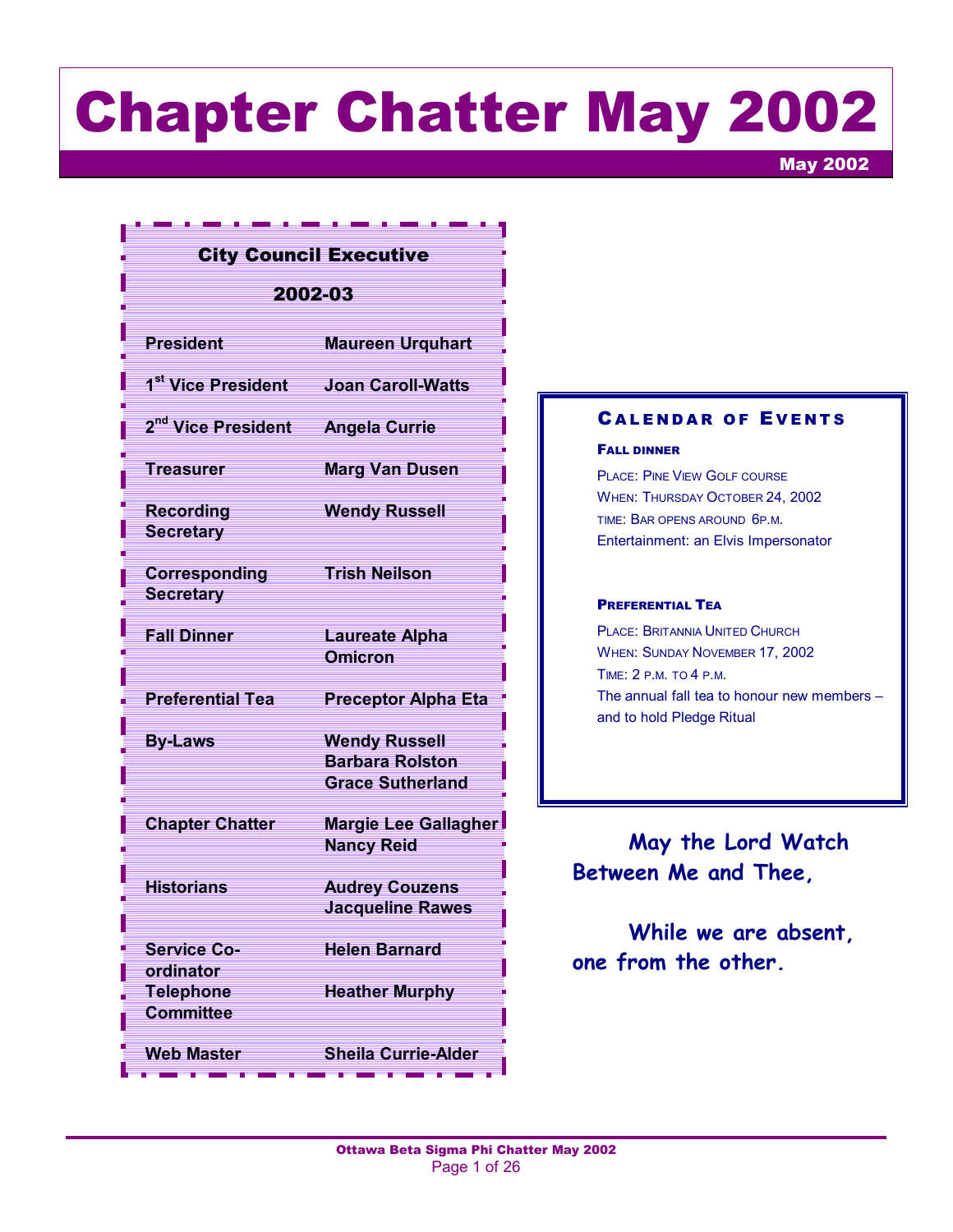# Chapter Chatter May 2002

May 2002

## City Council Executive 2002-03

| | |
|---|---|
| **President** | **Maureen Urquhart** |
| **1st Vice President** | **Joan Caroll-Watts** |
| **2nd Vice President** | **Angela Currie** |
| **Treasurer** | **Marg Van Dusen** |
| **Recording Secretary** | **Wendy Russell** |
| **Corresponding Secretary** | **Trish Neilson** |
| **Fall Dinner** | **Laureate Alpha Omicron** |
| **Preferential Tea** | **Preceptor Alpha Eta** |
| **By-Laws** | **Wendy Russell<br>Barbara Rolston<br>Grace Sutherland** |
| **Chapter Chatter** | **Margie Lee Gallagher<br>Nancy Reid** |
| **Historians** | **Audrey Couzens<br>Jacqueline Rawes** |
| **Service Co-ordinator** | **Helen Barnard** |
| **Telephone Committee** | **Heather Murphy** |
| **Web Master** | **Sheila Currie-Alder** |

## Calendar of Events

**Fall dinner**

Place: Pine View Golf course
When: Thursday October 24, 2002
time: Bar opens around 6p.m.
Entertainment: an Elvis Impersonator

**Preferential Tea**

Place: Britannia United Church
When: Sunday November 17, 2002
Time: 2 p.m. to 4 p.m.
The annual fall tea to honour new members – and to hold Pledge Ritual

**May the Lord Watch Between Me and Thee,**

**While we are absent, one from the other.**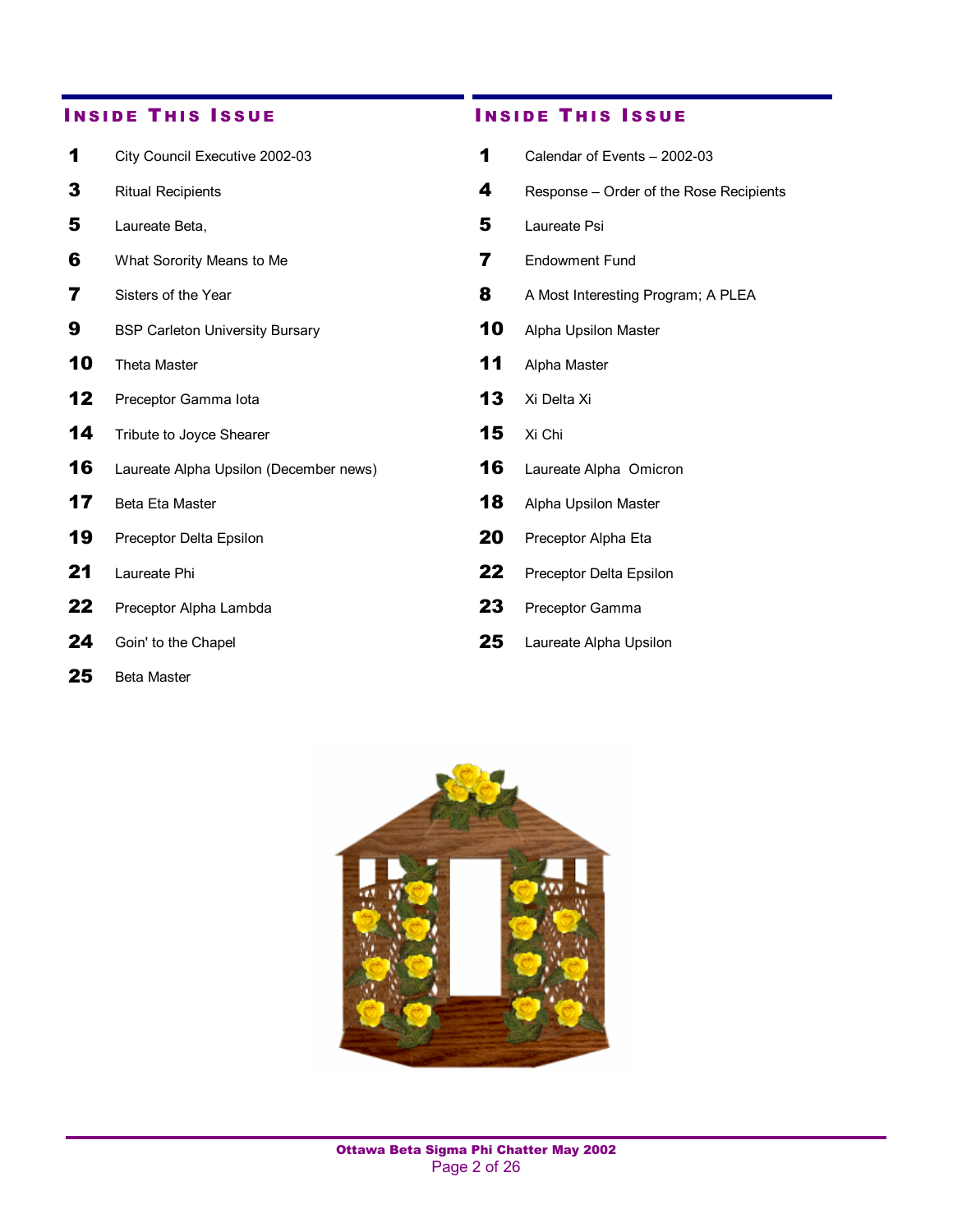## Inside This Issue

| Page | Article |
|---|---|
| 1 | City Council Executive 2002-03 |
| 3 | Ritual Recipients |
| 5 | Laureate Beta, |
| 6 | What Sorority Means to Me |
| 7 | Sisters of the Year |
| 9 | BSP Carleton University Bursary |
| 10 | Theta Master |
| 12 | Preceptor Gamma Iota |
| 14 | Tribute to Joyce Shearer |
| 16 | Laureate Alpha Upsilon (December news) |
| 17 | Beta Eta Master |
| 19 | Preceptor Delta Epsilon |
| 21 | Laureate Phi |
| 22 | Preceptor Alpha Lambda |
| 24 | Goin' to the Chapel |
| 25 | Beta Master |

## Inside This Issue

| Page | Article |
|---|---|
| 1 | Calendar of Events – 2002-03 |
| 4 | Response – Order of the Rose Recipients |
| 5 | Laureate Psi |
| 7 | Endowment Fund |
| 8 | A Most Interesting Program; A PLEA |
| 10 | Alpha Upsilon Master |
| 11 | Alpha Master |
| 13 | Xi Delta Xi |
| 15 | Xi Chi |
| 16 | Laureate Alpha Omicron |
| 18 | Alpha Upsilon Master |
| 20 | Preceptor Alpha Eta |
| 22 | Preceptor Delta Epsilon |
| 23 | Preceptor Gamma |
| 25 | Laureate Alpha Upsilon |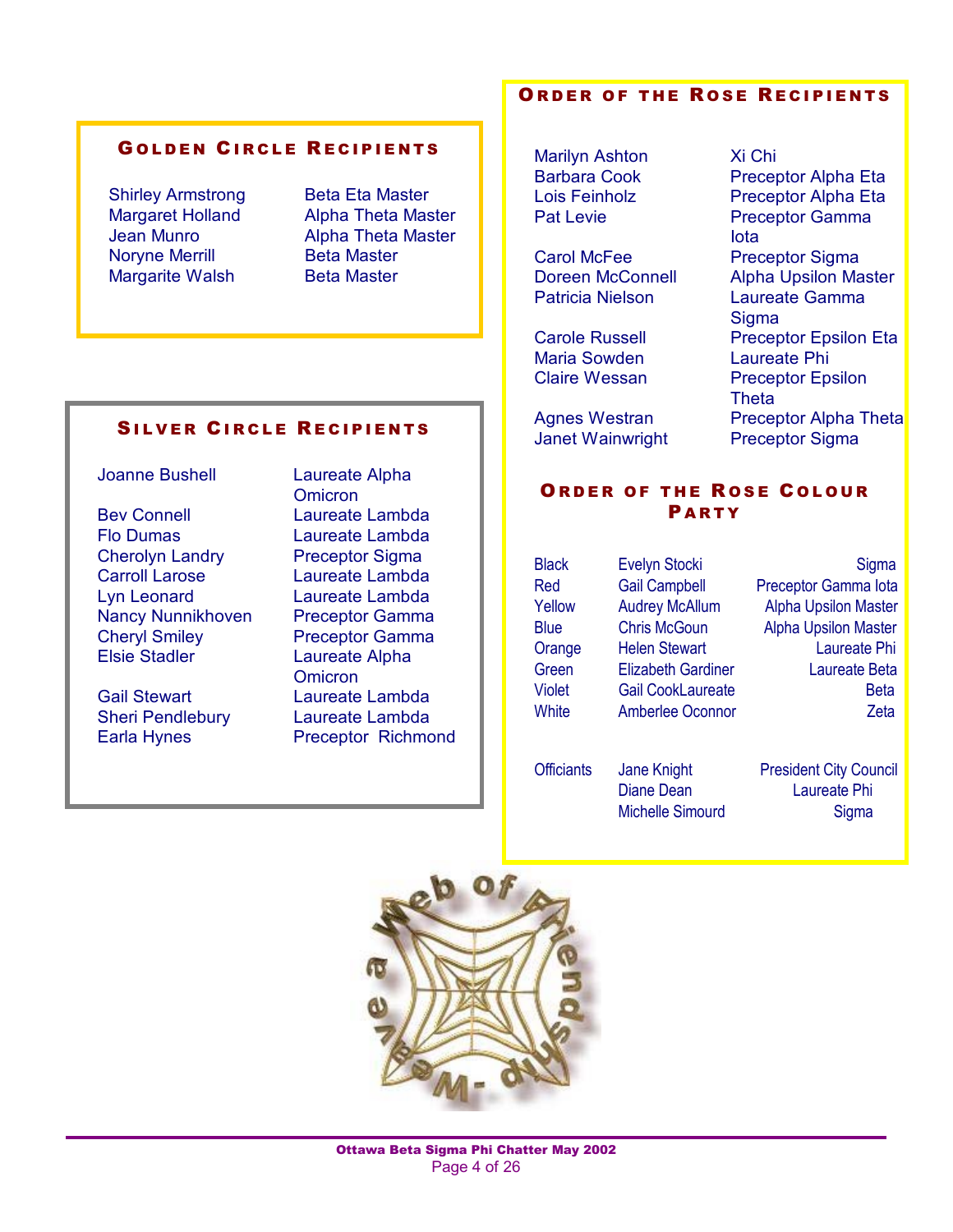## Golden Circle Recipients

| | |
|---|---|
| Shirley Armstrong | Beta Eta Master |
| Margaret Holland | Alpha Theta Master |
| Jean Munro | Alpha Theta Master |
| Noryne Merrill | Beta Master |
| Margarite Walsh | Beta Master |

## Silver Circle Recipients

| | |
|---|---|
| Joanne Bushell | Laureate Alpha Omicron |
| Bev Connell | Laureate Lambda |
| Flo Dumas | Laureate Lambda |
| Cherolyn Landry | Preceptor Sigma |
| Carroll Larose | Laureate Lambda |
| Lyn Leonard | Laureate Lambda |
| Nancy Nunnikhoven | Preceptor Gamma |
| Cheryl Smiley | Preceptor Gamma |
| Elsie Stadler | Laureate Alpha Omicron |
| Gail Stewart | Laureate Lambda |
| Sheri Pendlebury | Laureate Lambda |
| Earla Hynes | Preceptor Richmond |

## Order of the Rose Recipients

| | |
|---|---|
| Marilyn Ashton | Xi Chi |
| Barbara Cook | Preceptor Alpha Eta |
| Lois Feinholz | Preceptor Alpha Eta |
| Pat Levie | Preceptor Gamma Iota |
| Carol McFee | Preceptor Sigma |
| Doreen McConnell | Alpha Upsilon Master |
| Patricia Nielson | Laureate Gamma Sigma |
| Carole Russell | Preceptor Epsilon Eta |
| Maria Sowden | Laureate Phi |
| Claire Wessan | Preceptor Epsilon Theta |
| Agnes Westran | Preceptor Alpha Theta |
| Janet Wainwright | Preceptor Sigma |

## Order of the Rose Colour Party

| | | |
|---|---|---|
| Black | Evelyn Stocki | Sigma |
| Red | Gail Campbell | Preceptor Gamma Iota |
| Yellow | Audrey McAllum | Alpha Upsilon Master |
| Blue | Chris McGoun | Alpha Upsilon Master |
| Orange | Helen Stewart | Laureate Phi |
| Green | Elizabeth Gardiner | Laureate Beta |
| Violet | Gail CookLaureate | Beta |
| White | Amberlee Oconnor | Zeta |
| Officiants | Jane Knight | President City Council |
| | Diane Dean | Laureate Phi |
| | Michelle Simourd | Sigma |

Weave a Web of Friendship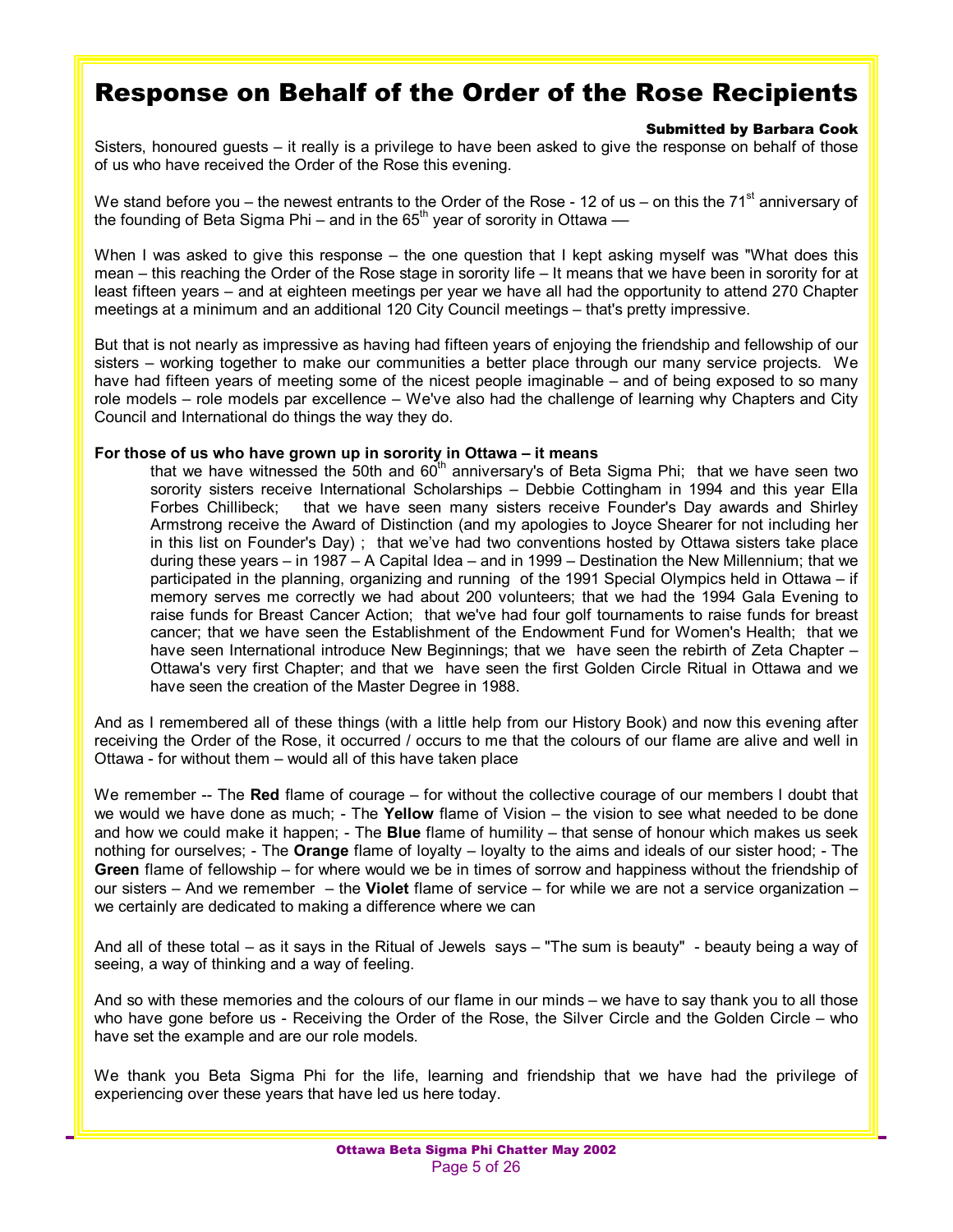# Response on Behalf of the Order of the Rose Recipients

**Submitted by Barbara Cook**

Sisters, honoured guests – it really is a privilege to have been asked to give the response on behalf of those of us who have received the Order of the Rose this evening.

We stand before you – the newest entrants to the Order of the Rose - 12 of us – on this the 71st anniversary of the founding of Beta Sigma Phi – and in the 65th year of sorority in Ottawa —

When I was asked to give this response – the one question that I kept asking myself was "What does this mean – this reaching the Order of the Rose stage in sorority life – It means that we have been in sorority for at least fifteen years – and at eighteen meetings per year we have all had the opportunity to attend 270 Chapter meetings at a minimum and an additional 120 City Council meetings – that's pretty impressive.

But that is not nearly as impressive as having had fifteen years of enjoying the friendship and fellowship of our sisters – working together to make our communities a better place through our many service projects. We have had fifteen years of meeting some of the nicest people imaginable – and of being exposed to so many role models – role models par excellence – We've also had the challenge of learning why Chapters and City Council and International do things the way they do.

**For those of us who have grown up in sorority in Ottawa – it means**

that we have witnessed the 50th and 60th anniversary's of Beta Sigma Phi; that we have seen two sorority sisters receive International Scholarships – Debbie Cottingham in 1994 and this year Ella Forbes Chillibeck; that we have seen many sisters receive Founder's Day awards and Shirley Armstrong receive the Award of Distinction (and my apologies to Joyce Shearer for not including her in this list on Founder's Day) ; that we've had two conventions hosted by Ottawa sisters take place during these years – in 1987 – A Capital Idea – and in 1999 – Destination the New Millennium; that we participated in the planning, organizing and running of the 1991 Special Olympics held in Ottawa – if memory serves me correctly we had about 200 volunteers; that we had the 1994 Gala Evening to raise funds for Breast Cancer Action; that we've had four golf tournaments to raise funds for breast cancer; that we have seen the Establishment of the Endowment Fund for Women's Health; that we have seen International introduce New Beginnings; that we have seen the rebirth of Zeta Chapter – Ottawa's very first Chapter; and that we have seen the first Golden Circle Ritual in Ottawa and we have seen the creation of the Master Degree in 1988.

And as I remembered all of these things (with a little help from our History Book) and now this evening after receiving the Order of the Rose, it occurred / occurs to me that the colours of our flame are alive and well in Ottawa - for without them – would all of this have taken place

We remember -- The **Red** flame of courage – for without the collective courage of our members I doubt that we would we have done as much; - The **Yellow** flame of Vision – the vision to see what needed to be done and how we could make it happen; - The **Blue** flame of humility – that sense of honour which makes us seek nothing for ourselves; - The **Orange** flame of loyalty – loyalty to the aims and ideals of our sister hood; - The **Green** flame of fellowship – for where would we be in times of sorrow and happiness without the friendship of our sisters – And we remember – the **Violet** flame of service – for while we are not a service organization – we certainly are dedicated to making a difference where we can

And all of these total – as it says in the Ritual of Jewels says – "The sum is beauty" - beauty being a way of seeing, a way of thinking and a way of feeling.

And so with these memories and the colours of our flame in our minds – we have to say thank you to all those who have gone before us - Receiving the Order of the Rose, the Silver Circle and the Golden Circle – who have set the example and are our role models.

We thank you Beta Sigma Phi for the life, learning and friendship that we have had the privilege of experiencing over these years that have led us here today.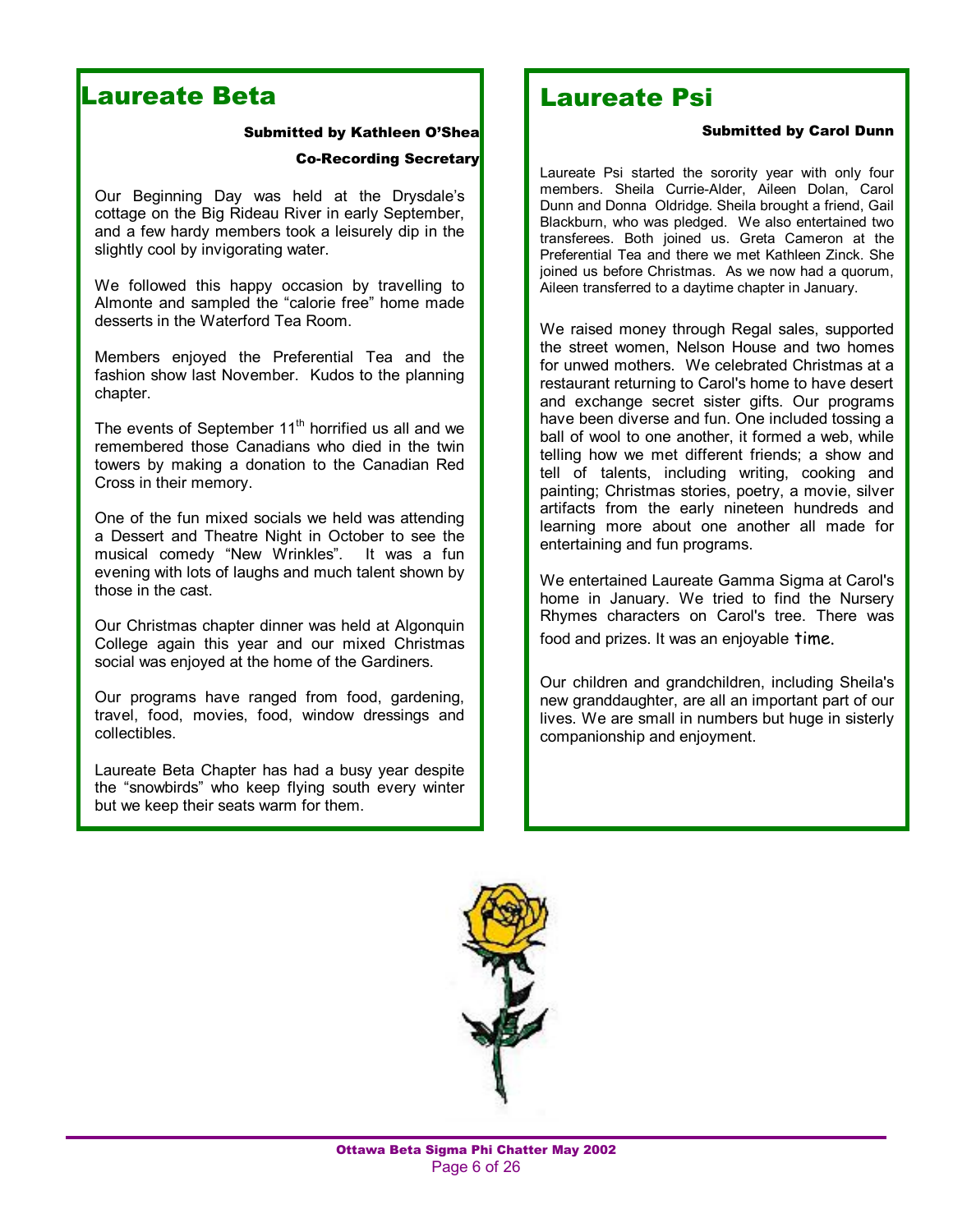## Laureate Beta

**Submitted by Kathleen O'Shea**

**Co-Recording Secretary**

Our Beginning Day was held at the Drysdale's cottage on the Big Rideau River in early September, and a few hardy members took a leisurely dip in the slightly cool by invigorating water.

We followed this happy occasion by travelling to Almonte and sampled the "calorie free" home made desserts in the Waterford Tea Room.

Members enjoyed the Preferential Tea and the fashion show last November. Kudos to the planning chapter.

The events of September 11th horrified us all and we remembered those Canadians who died in the twin towers by making a donation to the Canadian Red Cross in their memory.

One of the fun mixed socials we held was attending a Dessert and Theatre Night in October to see the musical comedy "New Wrinkles". It was a fun evening with lots of laughs and much talent shown by those in the cast.

Our Christmas chapter dinner was held at Algonquin College again this year and our mixed Christmas social was enjoyed at the home of the Gardiners.

Our programs have ranged from food, gardening, travel, food, movies, food, window dressings and collectibles.

Laureate Beta Chapter has had a busy year despite the "snowbirds" who keep flying south every winter but we keep their seats warm for them.

## Laureate Psi

**Submitted by Carol Dunn**

Laureate Psi started the sorority year with only four members. Sheila Currie-Alder, Aileen Dolan, Carol Dunn and Donna Oldridge. Sheila brought a friend, Gail Blackburn, who was pledged. We also entertained two transferees. Both joined us. Greta Cameron at the Preferential Tea and there we met Kathleen Zinck. She joined us before Christmas. As we now had a quorum, Aileen transferred to a daytime chapter in January.

We raised money through Regal sales, supported the street women, Nelson House and two homes for unwed mothers. We celebrated Christmas at a restaurant returning to Carol's home to have desert and exchange secret sister gifts. Our programs have been diverse and fun. One included tossing a ball of wool to one another, it formed a web, while telling how we met different friends; a show and tell of talents, including writing, cooking and painting; Christmas stories, poetry, a movie, silver artifacts from the early nineteen hundreds and learning more about one another all made for entertaining and fun programs.

We entertained Laureate Gamma Sigma at Carol's home in January. We tried to find the Nursery Rhymes characters on Carol's tree. There was food and prizes. It was an enjoyable time.

Our children and grandchildren, including Sheila's new granddaughter, are all an important part of our lives. We are small in numbers but huge in sisterly companionship and enjoyment.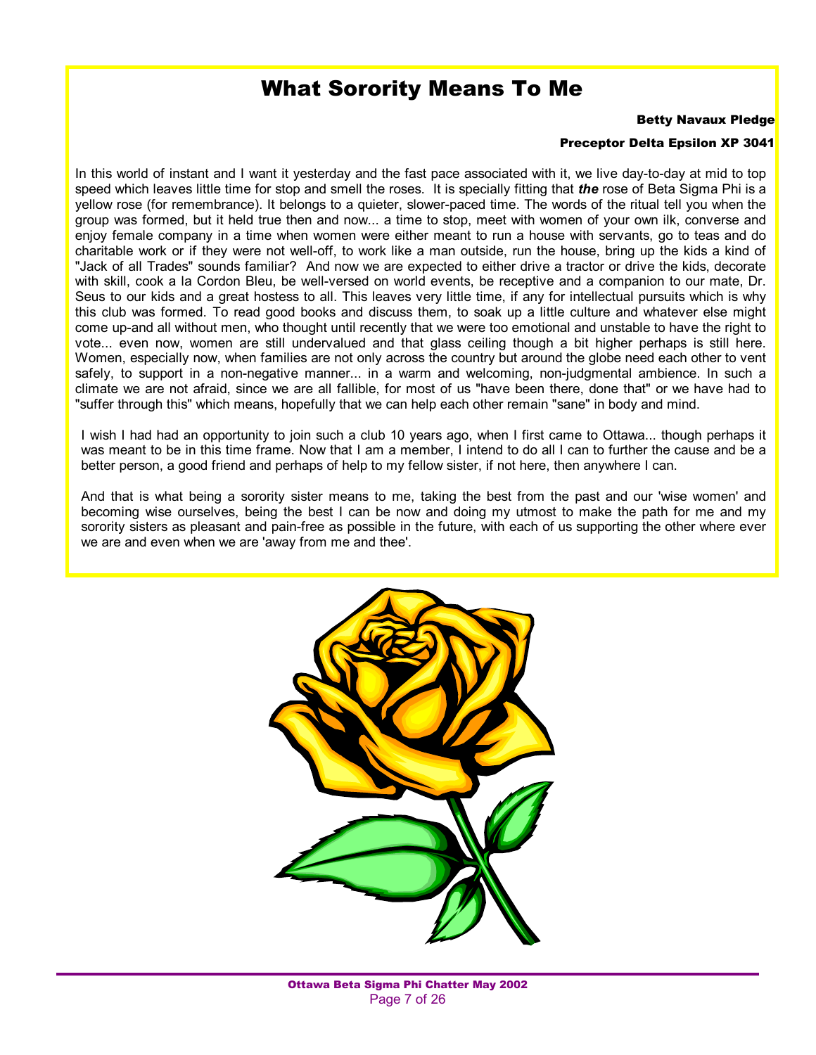# What Sorority Means To Me

**Betty Navaux Pledge**

**Preceptor Delta Epsilon XP 3041**

In this world of instant and I want it yesterday and the fast pace associated with it, we live day-to-day at mid to top speed which leaves little time for stop and smell the roses. It is specially fitting that ***the*** rose of Beta Sigma Phi is a yellow rose (for remembrance). It belongs to a quieter, slower-paced time. The words of the ritual tell you when the group was formed, but it held true then and now... a time to stop, meet with women of your own ilk, converse and enjoy female company in a time when women were either meant to run a house with servants, go to teas and do charitable work or if they were not well-off, to work like a man outside, run the house, bring up the kids a kind of "Jack of all Trades" sounds familiar? And now we are expected to either drive a tractor or drive the kids, decorate with skill, cook a la Cordon Bleu, be well-versed on world events, be receptive and a companion to our mate, Dr. Seus to our kids and a great hostess to all. This leaves very little time, if any for intellectual pursuits which is why this club was formed. To read good books and discuss them, to soak up a little culture and whatever else might come up-and all without men, who thought until recently that we were too emotional and unstable to have the right to vote... even now, women are still undervalued and that glass ceiling though a bit higher perhaps is still here. Women, especially now, when families are not only across the country but around the globe need each other to vent safely, to support in a non-negative manner... in a warm and welcoming, non-judgmental ambience. In such a climate we are not afraid, since we are all fallible, for most of us "have been there, done that" or we have had to "suffer through this" which means, hopefully that we can help each other remain "sane" in body and mind.

I wish I had had an opportunity to join such a club 10 years ago, when I first came to Ottawa... though perhaps it was meant to be in this time frame. Now that I am a member, I intend to do all I can to further the cause and be a better person, a good friend and perhaps of help to my fellow sister, if not here, then anywhere I can.

And that is what being a sorority sister means to me, taking the best from the past and our 'wise women' and becoming wise ourselves, being the best I can be now and doing my utmost to make the path for me and my sorority sisters as pleasant and pain-free as possible in the future, with each of us supporting the other where ever we are and even when we are 'away from me and thee'.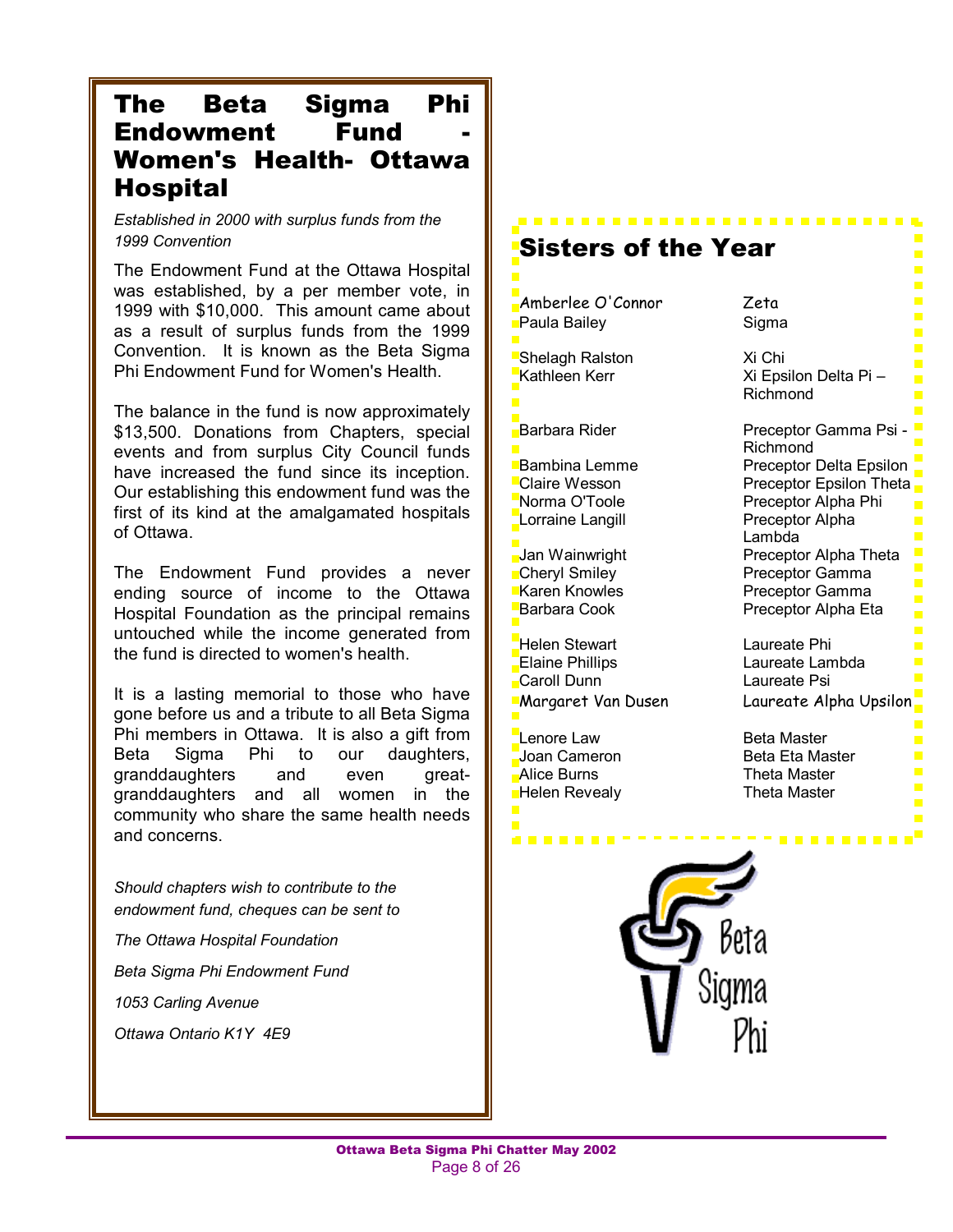## The Beta Sigma Phi Endowment Fund - Women's Health- Ottawa Hospital

*Established in 2000 with surplus funds from the 1999 Convention*

The Endowment Fund at the Ottawa Hospital was established, by a per member vote, in 1999 with $10,000. This amount came about as a result of surplus funds from the 1999 Convention. It is known as the Beta Sigma Phi Endowment Fund for Women's Health.

The balance in the fund is now approximately $13,500. Donations from Chapters, special events and from surplus City Council funds have increased the fund since its inception. Our establishing this endowment fund was the first of its kind at the amalgamated hospitals of Ottawa.

The Endowment Fund provides a never ending source of income to the Ottawa Hospital Foundation as the principal remains untouched while the income generated from the fund is directed to women's health.

It is a lasting memorial to those who have gone before us and a tribute to all Beta Sigma Phi members in Ottawa. It is also a gift from Beta Sigma Phi to our daughters, granddaughters and even great-granddaughters and all women in the community who share the same health needs and concerns.

*Should chapters wish to contribute to the endowment fund, cheques can be sent to*

*The Ottawa Hospital Foundation*

*Beta Sigma Phi Endowment Fund*

*1053 Carling Avenue*

*Ottawa Ontario K1Y 4E9*

## Sisters of the Year

| Name | Chapter |
|---|---|
| Amberlee O'Connor | Zeta |
| Paula Bailey | Sigma |
| Shelagh Ralston | Xi Chi |
| Kathleen Kerr | Xi Epsilon Delta Pi – Richmond |
| Barbara Rider | Preceptor Gamma Psi - Richmond |
| Bambina Lemme | Preceptor Delta Epsilon |
| Claire Wesson | Preceptor Epsilon Theta |
| Norma O'Toole | Preceptor Alpha Phi |
| Lorraine Langill | Preceptor Alpha Lambda |
| Jan Wainwright | Preceptor Alpha Theta |
| Cheryl Smiley | Preceptor Gamma |
| Karen Knowles | Preceptor Gamma |
| Barbara Cook | Preceptor Alpha Eta |
| Helen Stewart | Laureate Phi |
| Elaine Phillips | Laureate Lambda |
| Caroll Dunn | Laureate Psi |
| Margaret Van Dusen | Laureate Alpha Upsilon |
| Lenore Law | Beta Master |
| Joan Cameron | Beta Eta Master |
| Alice Burns | Theta Master |
| Helen Revealy | Theta Master |

Beta Sigma Phi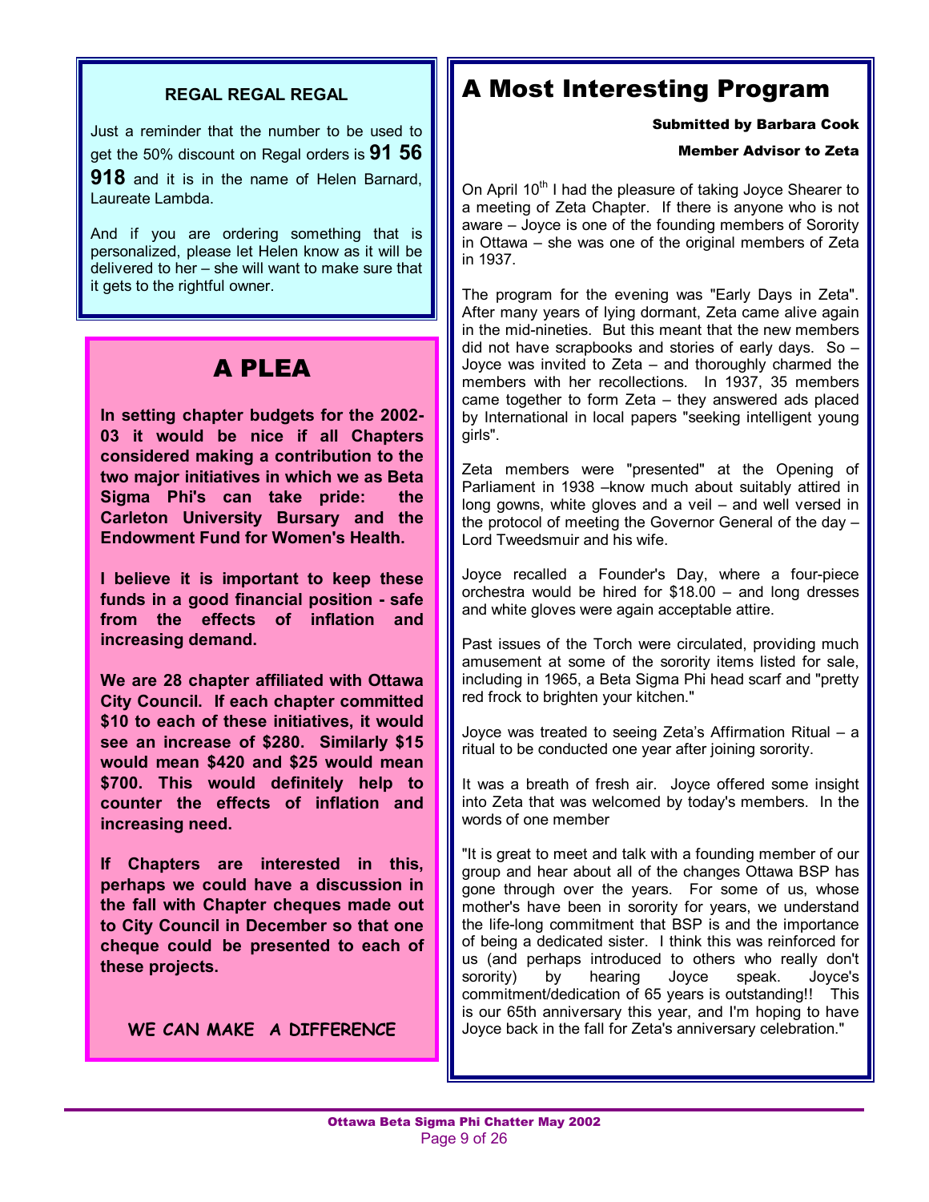## REGAL REGAL REGAL

Just a reminder that the number to be used to get the 50% discount on Regal orders is **91 56 918** and it is in the name of Helen Barnard, Laureate Lambda.

And if you are ordering something that is personalized, please let Helen know as it will be delivered to her – she will want to make sure that it gets to the rightful owner.

## A PLEA

**In setting chapter budgets for the 2002-03 it would be nice if all Chapters considered making a contribution to the two major initiatives in which we as Beta Sigma Phi's can take pride: the Carleton University Bursary and the Endowment Fund for Women's Health.**

**I believe it is important to keep these funds in a good financial position - safe from the effects of inflation and increasing demand.**

**We are 28 chapter affiliated with Ottawa City Council. If each chapter committed $10 to each of these initiatives, it would see an increase of $280. Similarly $15 would mean $420 and $25 would mean $700. This would definitely help to counter the effects of inflation and increasing need.**

**If Chapters are interested in this, perhaps we could have a discussion in the fall with Chapter cheques made out to City Council in December so that one cheque could be presented to each of these projects.**

**WE CAN MAKE A DIFFERENCE**

# A Most Interesting Program

**Submitted by Barbara Cook**

**Member Advisor to Zeta**

On April 10th I had the pleasure of taking Joyce Shearer to a meeting of Zeta Chapter. If there is anyone who is not aware – Joyce is one of the founding members of Sorority in Ottawa – she was one of the original members of Zeta in 1937.

The program for the evening was "Early Days in Zeta". After many years of lying dormant, Zeta came alive again in the mid-nineties. But this meant that the new members did not have scrapbooks and stories of early days. So – Joyce was invited to Zeta – and thoroughly charmed the members with her recollections. In 1937, 35 members came together to form Zeta – they answered ads placed by International in local papers "seeking intelligent young girls".

Zeta members were "presented" at the Opening of Parliament in 1938 –know much about suitably attired in long gowns, white gloves and a veil – and well versed in the protocol of meeting the Governor General of the day – Lord Tweedsmuir and his wife.

Joyce recalled a Founder's Day, where a four-piece orchestra would be hired for $18.00 – and long dresses and white gloves were again acceptable attire.

Past issues of the Torch were circulated, providing much amusement at some of the sorority items listed for sale, including in 1965, a Beta Sigma Phi head scarf and "pretty red frock to brighten your kitchen."

Joyce was treated to seeing Zeta's Affirmation Ritual – a ritual to be conducted one year after joining sorority.

It was a breath of fresh air. Joyce offered some insight into Zeta that was welcomed by today's members. In the words of one member

"It is great to meet and talk with a founding member of our group and hear about all of the changes Ottawa BSP has gone through over the years. For some of us, whose mother's have been in sorority for years, we understand the life-long commitment that BSP is and the importance of being a dedicated sister. I think this was reinforced for us (and perhaps introduced to others who really don't sorority) by hearing Joyce speak. Joyce's commitment/dedication of 65 years is outstanding!! This is our 65th anniversary this year, and I'm hoping to have Joyce back in the fall for Zeta's anniversary celebration."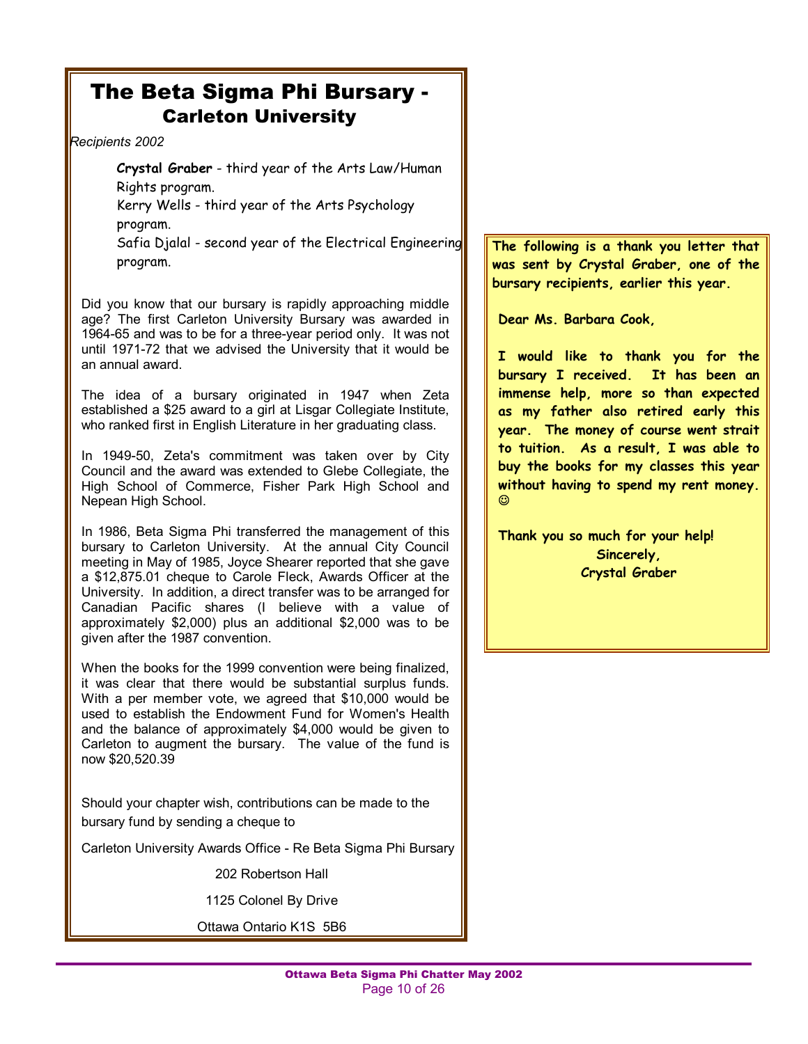# The Beta Sigma Phi Bursary - Carleton University

*Recipients 2002*

**Crystal Graber** - third year of the Arts Law/Human Rights program.
Kerry Wells - third year of the Arts Psychology program.
Safia Djalal - second year of the Electrical Engineering program.

Did you know that our bursary is rapidly approaching middle age? The first Carleton University Bursary was awarded in 1964-65 and was to be for a three-year period only. It was not until 1971-72 that we advised the University that it would be an annual award.

The idea of a bursary originated in 1947 when Zeta established a $25 award to a girl at Lisgar Collegiate Institute, who ranked first in English Literature in her graduating class.

In 1949-50, Zeta's commitment was taken over by City Council and the award was extended to Glebe Collegiate, the High School of Commerce, Fisher Park High School and Nepean High School.

In 1986, Beta Sigma Phi transferred the management of this bursary to Carleton University. At the annual City Council meeting in May of 1985, Joyce Shearer reported that she gave a $12,875.01 cheque to Carole Fleck, Awards Officer at the University. In addition, a direct transfer was to be arranged for Canadian Pacific shares (I believe with a value of approximately $2,000) plus an additional $2,000 was to be given after the 1987 convention.

When the books for the 1999 convention were being finalized, it was clear that there would be substantial surplus funds. With a per member vote, we agreed that $10,000 would be used to establish the Endowment Fund for Women's Health and the balance of approximately $4,000 would be given to Carleton to augment the bursary. The value of the fund is now $20,520.39

Should your chapter wish, contributions can be made to the bursary fund by sending a cheque to

Carleton University Awards Office - Re Beta Sigma Phi Bursary

202 Robertson Hall

1125 Colonel By Drive

Ottawa Ontario K1S 5B6

**The following is a thank you letter that was sent by Crystal Graber, one of the bursary recipients, earlier this year.**

**Dear Ms. Barbara Cook,**

**I would like to thank you for the bursary I received. It has been an immense help, more so than expected as my father also retired early this year. The money of course went strait to tuition. As a result, I was able to buy the books for my classes this year without having to spend my rent money. ☺**

**Thank you so much for your help!**
**Sincerely,**
**Crystal Graber**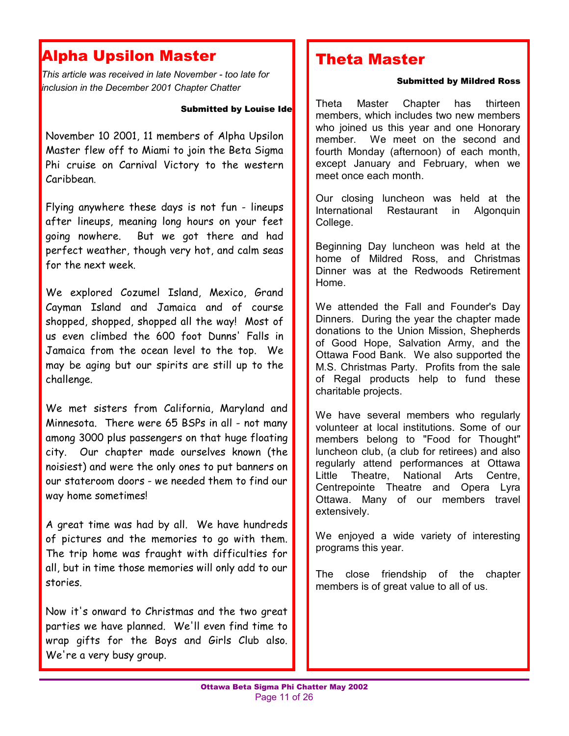## Alpha Upsilon Master

*This article was received in late November - too late for inclusion in the December 2001 Chapter Chatter*

**Submitted by Louise Ide**

November 10 2001, 11 members of Alpha Upsilon Master flew off to Miami to join the Beta Sigma Phi cruise on Carnival Victory to the western Caribbean.

Flying anywhere these days is not fun - lineups after lineups, meaning long hours on your feet going nowhere. But we got there and had perfect weather, though very hot, and calm seas for the next week.

We explored Cozumel Island, Mexico, Grand Cayman Island and Jamaica and of course shopped, shopped, shopped all the way! Most of us even climbed the 600 foot Dunns' Falls in Jamaica from the ocean level to the top. We may be aging but our spirits are still up to the challenge.

We met sisters from California, Maryland and Minnesota. There were 65 BSPs in all - not many among 3000 plus passengers on that huge floating city. Our chapter made ourselves known (the noisiest) and were the only ones to put banners on our stateroom doors - we needed them to find our way home sometimes!

A great time was had by all. We have hundreds of pictures and the memories to go with them. The trip home was fraught with difficulties for all, but in time those memories will only add to our stories.

Now it's onward to Christmas and the two great parties we have planned. We'll even find time to wrap gifts for the Boys and Girls Club also. We're a very busy group.

## Theta Master

**Submitted by Mildred Ross**

Theta Master Chapter has thirteen members, which includes two new members who joined us this year and one Honorary member. We meet on the second and fourth Monday (afternoon) of each month, except January and February, when we meet once each month.

Our closing luncheon was held at the International Restaurant in Algonquin College.

Beginning Day luncheon was held at the home of Mildred Ross, and Christmas Dinner was at the Redwoods Retirement Home.

We attended the Fall and Founder's Day Dinners. During the year the chapter made donations to the Union Mission, Shepherds of Good Hope, Salvation Army, and the Ottawa Food Bank. We also supported the M.S. Christmas Party. Profits from the sale of Regal products help to fund these charitable projects.

We have several members who regularly volunteer at local institutions. Some of our members belong to "Food for Thought" luncheon club, (a club for retirees) and also regularly attend performances at Ottawa Little Theatre, National Arts Centre, Centrepointe Theatre and Opera Lyra Ottawa. Many of our members travel extensively.

We enjoyed a wide variety of interesting programs this year.

The close friendship of the chapter members is of great value to all of us.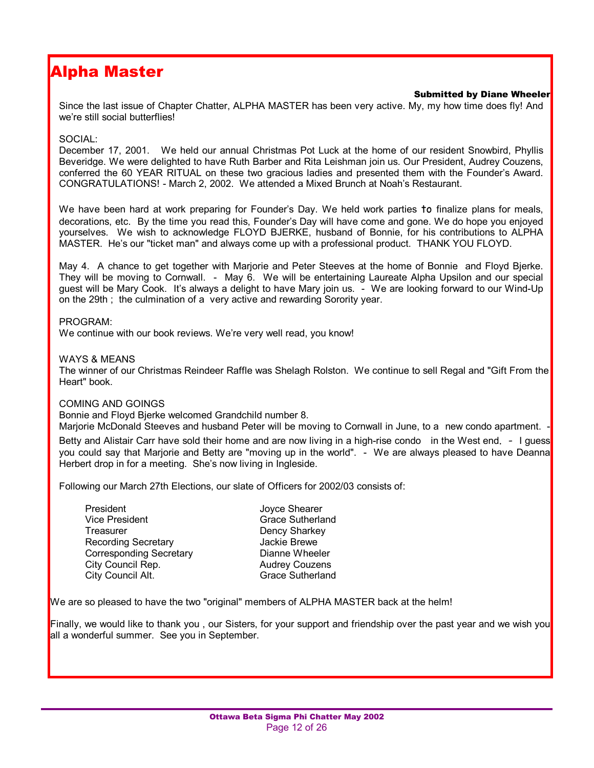# Alpha Master

**Submitted by Diane Wheeler**

Since the last issue of Chapter Chatter, ALPHA MASTER has been very active. My, my how time does fly! And we're still social butterflies!

SOCIAL:
December 17, 2001. We held our annual Christmas Pot Luck at the home of our resident Snowbird, Phyllis Beveridge. We were delighted to have Ruth Barber and Rita Leishman join us. Our President, Audrey Couzens, conferred the 60 YEAR RITUAL on these two gracious ladies and presented them with the Founder's Award. CONGRATULATIONS! - March 2, 2002. We attended a Mixed Brunch at Noah's Restaurant.

We have been hard at work preparing for Founder's Day. We held work parties to finalize plans for meals, decorations, etc. By the time you read this, Founder's Day will have come and gone. We do hope you enjoyed yourselves. We wish to acknowledge FLOYD BJERKE, husband of Bonnie, for his contributions to ALPHA MASTER. He's our "ticket man" and always come up with a professional product. THANK YOU FLOYD.

May 4. A chance to get together with Marjorie and Peter Steeves at the home of Bonnie and Floyd Bjerke. They will be moving to Cornwall. - May 6. We will be entertaining Laureate Alpha Upsilon and our special guest will be Mary Cook. It's always a delight to have Mary join us. - We are looking forward to our Wind-Up on the 29th ; the culmination of a very active and rewarding Sorority year.

PROGRAM:
We continue with our book reviews. We're very well read, you know!

WAYS & MEANS
The winner of our Christmas Reindeer Raffle was Shelagh Rolston. We continue to sell Regal and "Gift From the Heart" book.

COMING AND GOINGS
Bonnie and Floyd Bjerke welcomed Grandchild number 8.
Marjorie McDonald Steeves and husband Peter will be moving to Cornwall in June, to a new condo apartment. - Betty and Alistair Carr have sold their home and are now living in a high-rise condo in the West end. - I guess you could say that Marjorie and Betty are "moving up in the world". - We are always pleased to have Deanna Herbert drop in for a meeting. She's now living in Ingleside.

Following our March 27th Elections, our slate of Officers for 2002/03 consists of:

| | |
|---|---|
| President | Joyce Shearer |
| Vice President | Grace Sutherland |
| Treasurer | Dency Sharkey |
| Recording Secretary | Jackie Brewe |
| Corresponding Secretary | Dianne Wheeler |
| City Council Rep. | Audrey Couzens |
| City Council Alt. | Grace Sutherland |

We are so pleased to have the two "original" members of ALPHA MASTER back at the helm!

Finally, we would like to thank you , our Sisters, for your support and friendship over the past year and we wish you all a wonderful summer. See you in September.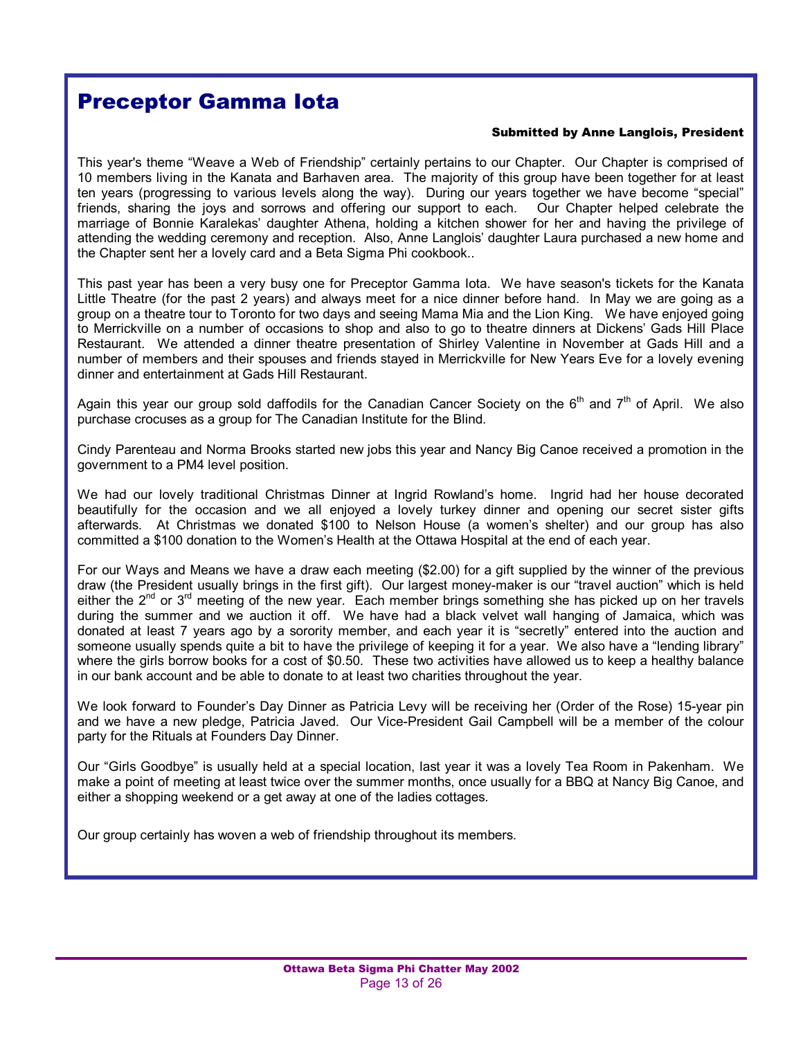# Preceptor Gamma Iota

**Submitted by Anne Langlois, President**

This year's theme "Weave a Web of Friendship" certainly pertains to our Chapter. Our Chapter is comprised of 10 members living in the Kanata and Barhaven area. The majority of this group have been together for at least ten years (progressing to various levels along the way). During our years together we have become "special" friends, sharing the joys and sorrows and offering our support to each. Our Chapter helped celebrate the marriage of Bonnie Karalekas' daughter Athena, holding a kitchen shower for her and having the privilege of attending the wedding ceremony and reception. Also, Anne Langlois' daughter Laura purchased a new home and the Chapter sent her a lovely card and a Beta Sigma Phi cookbook..

This past year has been a very busy one for Preceptor Gamma Iota. We have season's tickets for the Kanata Little Theatre (for the past 2 years) and always meet for a nice dinner before hand. In May we are going as a group on a theatre tour to Toronto for two days and seeing Mama Mia and the Lion King. We have enjoyed going to Merrickville on a number of occasions to shop and also to go to theatre dinners at Dickens' Gads Hill Place Restaurant. We attended a dinner theatre presentation of Shirley Valentine in November at Gads Hill and a number of members and their spouses and friends stayed in Merrickville for New Years Eve for a lovely evening dinner and entertainment at Gads Hill Restaurant.

Again this year our group sold daffodils for the Canadian Cancer Society on the 6th and 7th of April. We also purchase crocuses as a group for The Canadian Institute for the Blind.

Cindy Parenteau and Norma Brooks started new jobs this year and Nancy Big Canoe received a promotion in the government to a PM4 level position.

We had our lovely traditional Christmas Dinner at Ingrid Rowland's home. Ingrid had her house decorated beautifully for the occasion and we all enjoyed a lovely turkey dinner and opening our secret sister gifts afterwards. At Christmas we donated $100 to Nelson House (a women's shelter) and our group has also committed a $100 donation to the Women's Health at the Ottawa Hospital at the end of each year.

For our Ways and Means we have a draw each meeting ($2.00) for a gift supplied by the winner of the previous draw (the President usually brings in the first gift). Our largest money-maker is our "travel auction" which is held either the 2nd or 3rd meeting of the new year. Each member brings something she has picked up on her travels during the summer and we auction it off. We have had a black velvet wall hanging of Jamaica, which was donated at least 7 years ago by a sorority member, and each year it is "secretly" entered into the auction and someone usually spends quite a bit to have the privilege of keeping it for a year. We also have a "lending library" where the girls borrow books for a cost of $0.50. These two activities have allowed us to keep a healthy balance in our bank account and be able to donate to at least two charities throughout the year.

We look forward to Founder's Day Dinner as Patricia Levy will be receiving her (Order of the Rose) 15-year pin and we have a new pledge, Patricia Javed. Our Vice-President Gail Campbell will be a member of the colour party for the Rituals at Founders Day Dinner.

Our "Girls Goodbye" is usually held at a special location, last year it was a lovely Tea Room in Pakenham. We make a point of meeting at least twice over the summer months, once usually for a BBQ at Nancy Big Canoe, and either a shopping weekend or a get away at one of the ladies cottages.

Our group certainly has woven a web of friendship throughout its members.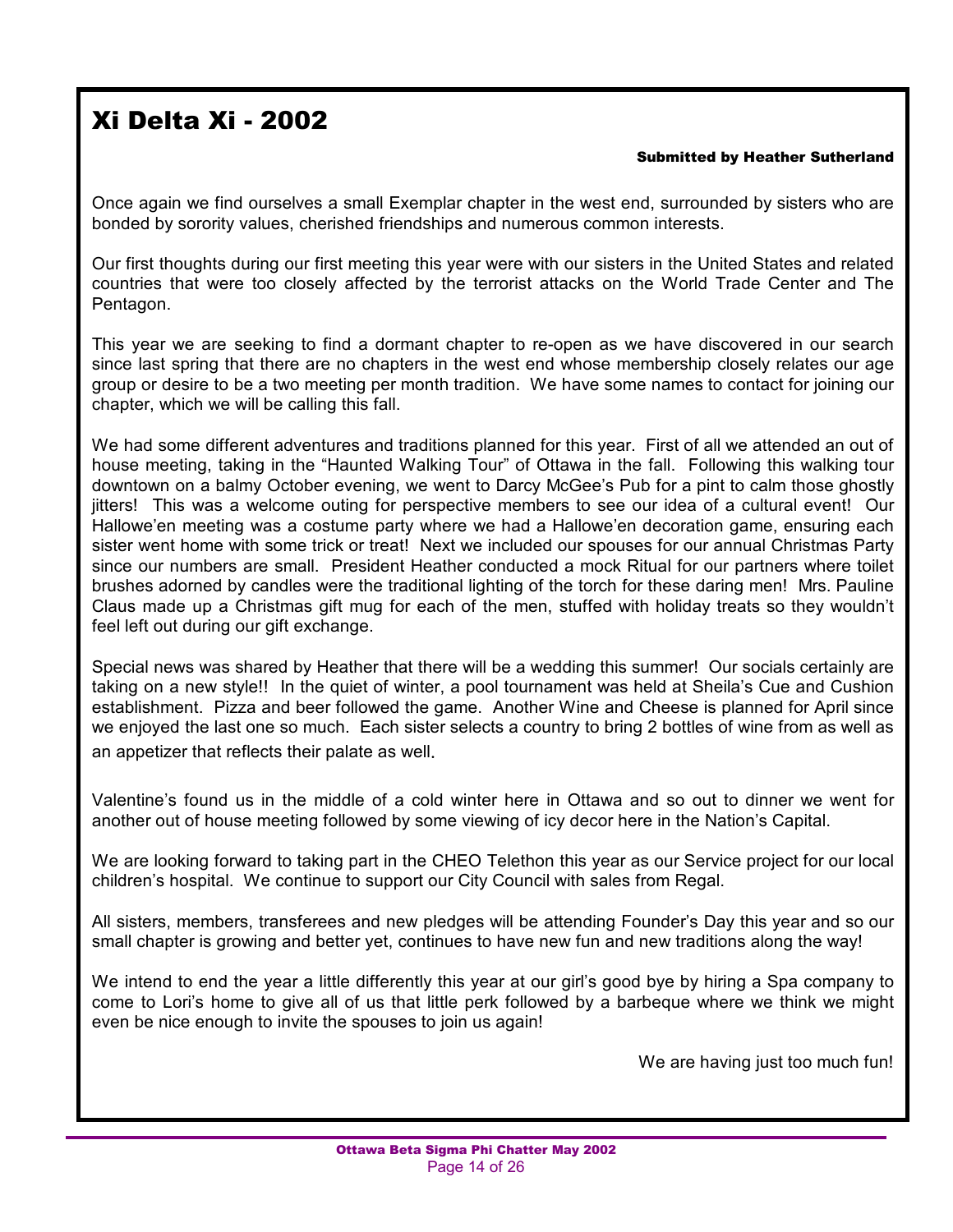# Xi Delta Xi - 2002

**Submitted by Heather Sutherland**

Once again we find ourselves a small Exemplar chapter in the west end, surrounded by sisters who are bonded by sorority values, cherished friendships and numerous common interests.

Our first thoughts during our first meeting this year were with our sisters in the United States and related countries that were too closely affected by the terrorist attacks on the World Trade Center and The Pentagon.

This year we are seeking to find a dormant chapter to re-open as we have discovered in our search since last spring that there are no chapters in the west end whose membership closely relates our age group or desire to be a two meeting per month tradition. We have some names to contact for joining our chapter, which we will be calling this fall.

We had some different adventures and traditions planned for this year. First of all we attended an out of house meeting, taking in the "Haunted Walking Tour" of Ottawa in the fall. Following this walking tour downtown on a balmy October evening, we went to Darcy McGee's Pub for a pint to calm those ghostly jitters! This was a welcome outing for perspective members to see our idea of a cultural event! Our Hallowe'en meeting was a costume party where we had a Hallowe'en decoration game, ensuring each sister went home with some trick or treat! Next we included our spouses for our annual Christmas Party since our numbers are small. President Heather conducted a mock Ritual for our partners where toilet brushes adorned by candles were the traditional lighting of the torch for these daring men! Mrs. Pauline Claus made up a Christmas gift mug for each of the men, stuffed with holiday treats so they wouldn't feel left out during our gift exchange.

Special news was shared by Heather that there will be a wedding this summer! Our socials certainly are taking on a new style!! In the quiet of winter, a pool tournament was held at Sheila's Cue and Cushion establishment. Pizza and beer followed the game. Another Wine and Cheese is planned for April since we enjoyed the last one so much. Each sister selects a country to bring 2 bottles of wine from as well as an appetizer that reflects their palate as well.

Valentine's found us in the middle of a cold winter here in Ottawa and so out to dinner we went for another out of house meeting followed by some viewing of icy decor here in the Nation's Capital.

We are looking forward to taking part in the CHEO Telethon this year as our Service project for our local children's hospital. We continue to support our City Council with sales from Regal.

All sisters, members, transferees and new pledges will be attending Founder's Day this year and so our small chapter is growing and better yet, continues to have new fun and new traditions along the way!

We intend to end the year a little differently this year at our girl's good bye by hiring a Spa company to come to Lori's home to give all of us that little perk followed by a barbeque where we think we might even be nice enough to invite the spouses to join us again!

We are having just too much fun!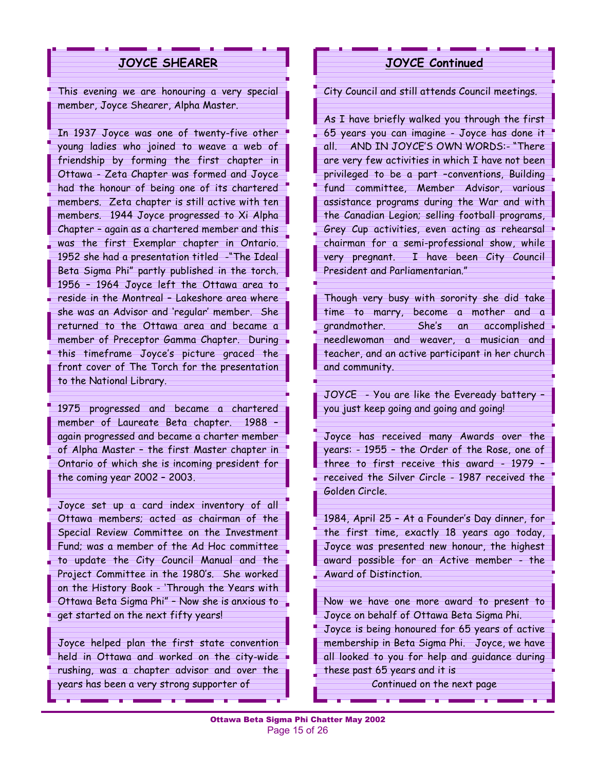## JOYCE SHEARER

This evening we are honouring a very special member, Joyce Shearer, Alpha Master.

In 1937 Joyce was one of twenty-five other young ladies who joined to weave a web of friendship by forming the first chapter in Ottawa - Zeta Chapter was formed and Joyce had the honour of being one of its chartered members. Zeta chapter is still active with ten members. 1944 Joyce progressed to Xi Alpha Chapter – again as a chartered member and this was the first Exemplar chapter in Ontario. 1952 she had a presentation titled -"The Ideal Beta Sigma Phi" partly published in the torch. 1956 – 1964 Joyce left the Ottawa area to reside in the Montreal – Lakeshore area where she was an Advisor and 'regular' member. She returned to the Ottawa area and became a member of Preceptor Gamma Chapter. During this timeframe Joyce's picture graced the front cover of The Torch for the presentation to the National Library.

1975 progressed and became a chartered member of Laureate Beta chapter. 1988 – again progressed and became a charter member of Alpha Master – the first Master chapter in Ontario of which she is incoming president for the coming year 2002 – 2003.

Joyce set up a card index inventory of all Ottawa members; acted as chairman of the Special Review Committee on the Investment Fund; was a member of the Ad Hoc committee to update the City Council Manual and the Project Committee in the 1980's. She worked on the History Book - 'Through the Years with Ottawa Beta Sigma Phi" – Now she is anxious to get started on the next fifty years!

Joyce helped plan the first state convention held in Ottawa and worked on the city-wide rushing, was a chapter advisor and over the years has been a very strong supporter of

## JOYCE Continued

City Council and still attends Council meetings.

As I have briefly walked you through the first 65 years you can imagine - Joyce has done it all. AND IN JOYCE'S OWN WORDS:- "There are very few activities in which I have not been privileged to be a part –conventions, Building fund committee, Member Advisor, various assistance programs during the War and with the Canadian Legion; selling football programs, Grey Cup activities, even acting as rehearsal chairman for a semi-professional show, while very pregnant. I have been City Council President and Parliamentarian."

Though very busy with sorority she did take time to marry, become a mother and a grandmother. She's an accomplished needlewoman and weaver, a musician and teacher, and an active participant in her church and community.

JOYCE - You are like the Eveready battery – you just keep going and going and going!

Joyce has received many Awards over the years: - 1955 – the Order of the Rose, one of three to first receive this award - 1979 – received the Silver Circle - 1987 received the Golden Circle.

1984, April 25 – At a Founder's Day dinner, for the first time, exactly 18 years ago today, Joyce was presented new honour, the highest award possible for an Active member - the Award of Distinction.

Now we have one more award to present to Joyce on behalf of Ottawa Beta Sigma Phi.
Joyce is being honoured for 65 years of active membership in Beta Sigma Phi. Joyce, we have all looked to you for help and guidance during these past 65 years and it is

Continued on the next page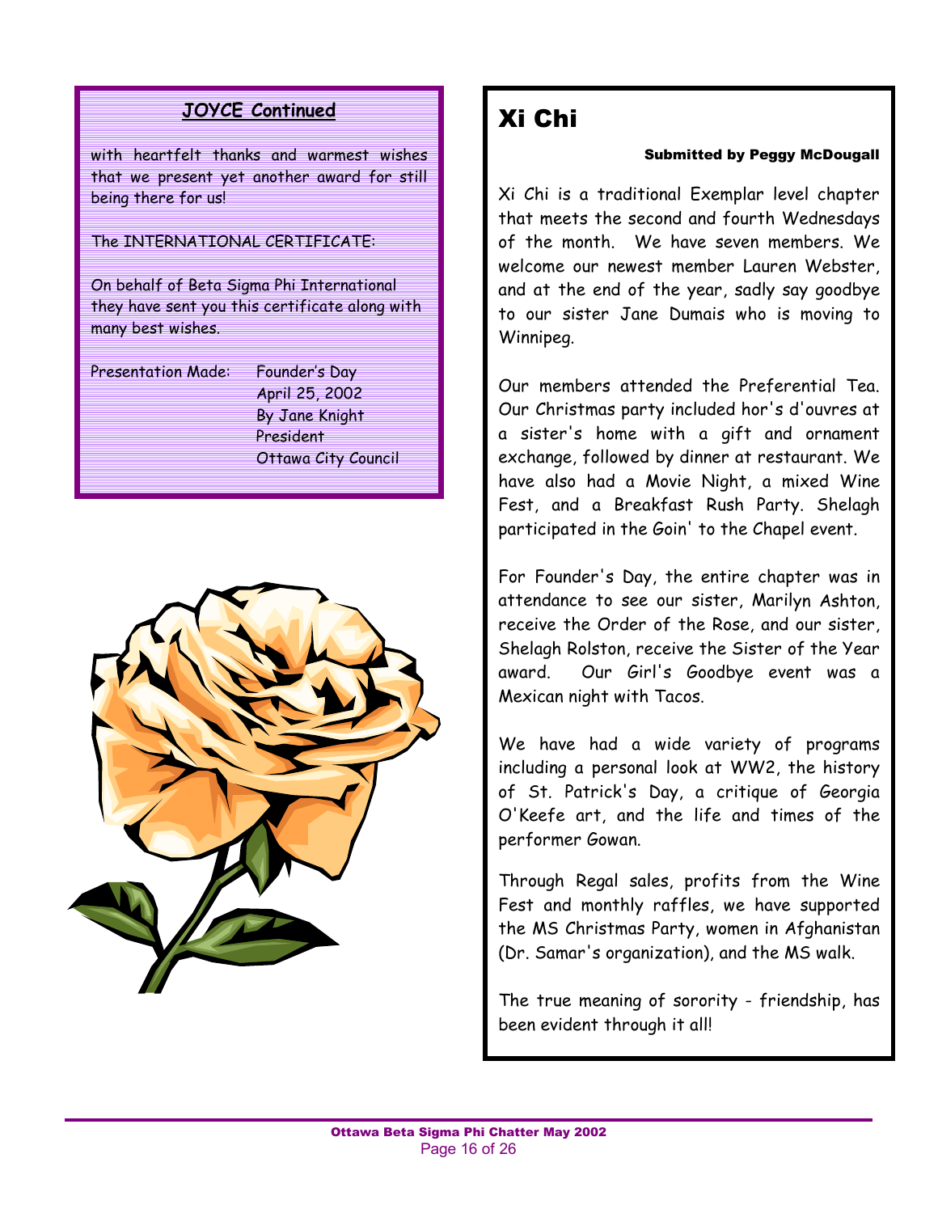## JOYCE Continued

with heartfelt thanks and warmest wishes that we present yet another award for still being there for us!

The INTERNATIONAL CERTIFICATE:

On behalf of Beta Sigma Phi International they have sent you this certificate along with many best wishes.

Presentation Made: Founder's Day
April 25, 2002
By Jane Knight
President
Ottawa City Council

# Xi Chi

**Submitted by Peggy McDougall**

Xi Chi is a traditional Exemplar level chapter that meets the second and fourth Wednesdays of the month. We have seven members. We welcome our newest member Lauren Webster, and at the end of the year, sadly say goodbye to our sister Jane Dumais who is moving to Winnipeg.

Our members attended the Preferential Tea. Our Christmas party included hor's d'ouvres at a sister's home with a gift and ornament exchange, followed by dinner at restaurant. We have also had a Movie Night, a mixed Wine Fest, and a Breakfast Rush Party. Shelagh participated in the Goin' to the Chapel event.

For Founder's Day, the entire chapter was in attendance to see our sister, Marilyn Ashton, receive the Order of the Rose, and our sister, Shelagh Rolston, receive the Sister of the Year award. Our Girl's Goodbye event was a Mexican night with Tacos.

We have had a wide variety of programs including a personal look at WW2, the history of St. Patrick's Day, a critique of Georgia O'Keefe art, and the life and times of the performer Gowan.

Through Regal sales, profits from the Wine Fest and monthly raffles, we have supported the MS Christmas Party, women in Afghanistan (Dr. Samar's organization), and the MS walk.

The true meaning of sorority - friendship, has been evident through it all!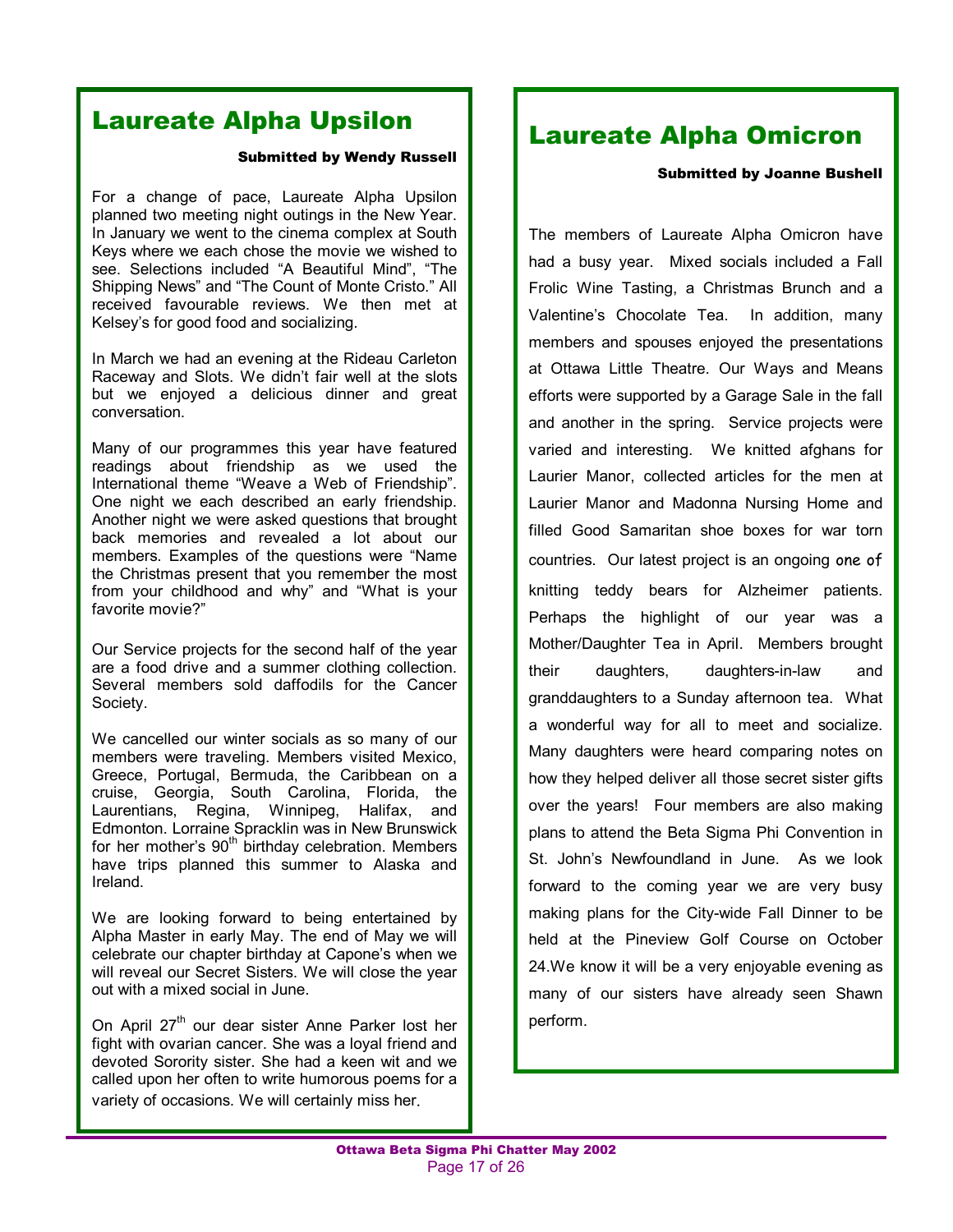## Laureate Alpha Upsilon

**Submitted by Wendy Russell**

For a change of pace, Laureate Alpha Upsilon planned two meeting night outings in the New Year. In January we went to the cinema complex at South Keys where we each chose the movie we wished to see. Selections included "A Beautiful Mind", "The Shipping News" and "The Count of Monte Cristo." All received favourable reviews. We then met at Kelsey's for good food and socializing.

In March we had an evening at the Rideau Carleton Raceway and Slots. We didn't fair well at the slots but we enjoyed a delicious dinner and great conversation.

Many of our programmes this year have featured readings about friendship as we used the International theme "Weave a Web of Friendship". One night we each described an early friendship. Another night we were asked questions that brought back memories and revealed a lot about our members. Examples of the questions were "Name the Christmas present that you remember the most from your childhood and why" and "What is your favorite movie?"

Our Service projects for the second half of the year are a food drive and a summer clothing collection. Several members sold daffodils for the Cancer Society.

We cancelled our winter socials as so many of our members were traveling. Members visited Mexico, Greece, Portugal, Bermuda, the Caribbean on a cruise, Georgia, South Carolina, Florida, the Laurentians, Regina, Winnipeg, Halifax, and Edmonton. Lorraine Spracklin was in New Brunswick for her mother's 90th birthday celebration. Members have trips planned this summer to Alaska and Ireland.

We are looking forward to being entertained by Alpha Master in early May. The end of May we will celebrate our chapter birthday at Capone's when we will reveal our Secret Sisters. We will close the year out with a mixed social in June.

On April 27th our dear sister Anne Parker lost her fight with ovarian cancer. She was a loyal friend and devoted Sorority sister. She had a keen wit and we called upon her often to write humorous poems for a variety of occasions. We will certainly miss her.

## Laureate Alpha Omicron

**Submitted by Joanne Bushell**

The members of Laureate Alpha Omicron have had a busy year. Mixed socials included a Fall Frolic Wine Tasting, a Christmas Brunch and a Valentine's Chocolate Tea. In addition, many members and spouses enjoyed the presentations at Ottawa Little Theatre. Our Ways and Means efforts were supported by a Garage Sale in the fall and another in the spring. Service projects were varied and interesting. We knitted afghans for Laurier Manor, collected articles for the men at Laurier Manor and Madonna Nursing Home and filled Good Samaritan shoe boxes for war torn countries. Our latest project is an ongoing one of knitting teddy bears for Alzheimer patients. Perhaps the highlight of our year was a Mother/Daughter Tea in April. Members brought their daughters, daughters-in-law and granddaughters to a Sunday afternoon tea. What a wonderful way for all to meet and socialize. Many daughters were heard comparing notes on how they helped deliver all those secret sister gifts over the years! Four members are also making plans to attend the Beta Sigma Phi Convention in St. John's Newfoundland in June. As we look forward to the coming year we are very busy making plans for the City-wide Fall Dinner to be held at the Pineview Golf Course on October 24.We know it will be a very enjoyable evening as many of our sisters have already seen Shawn perform.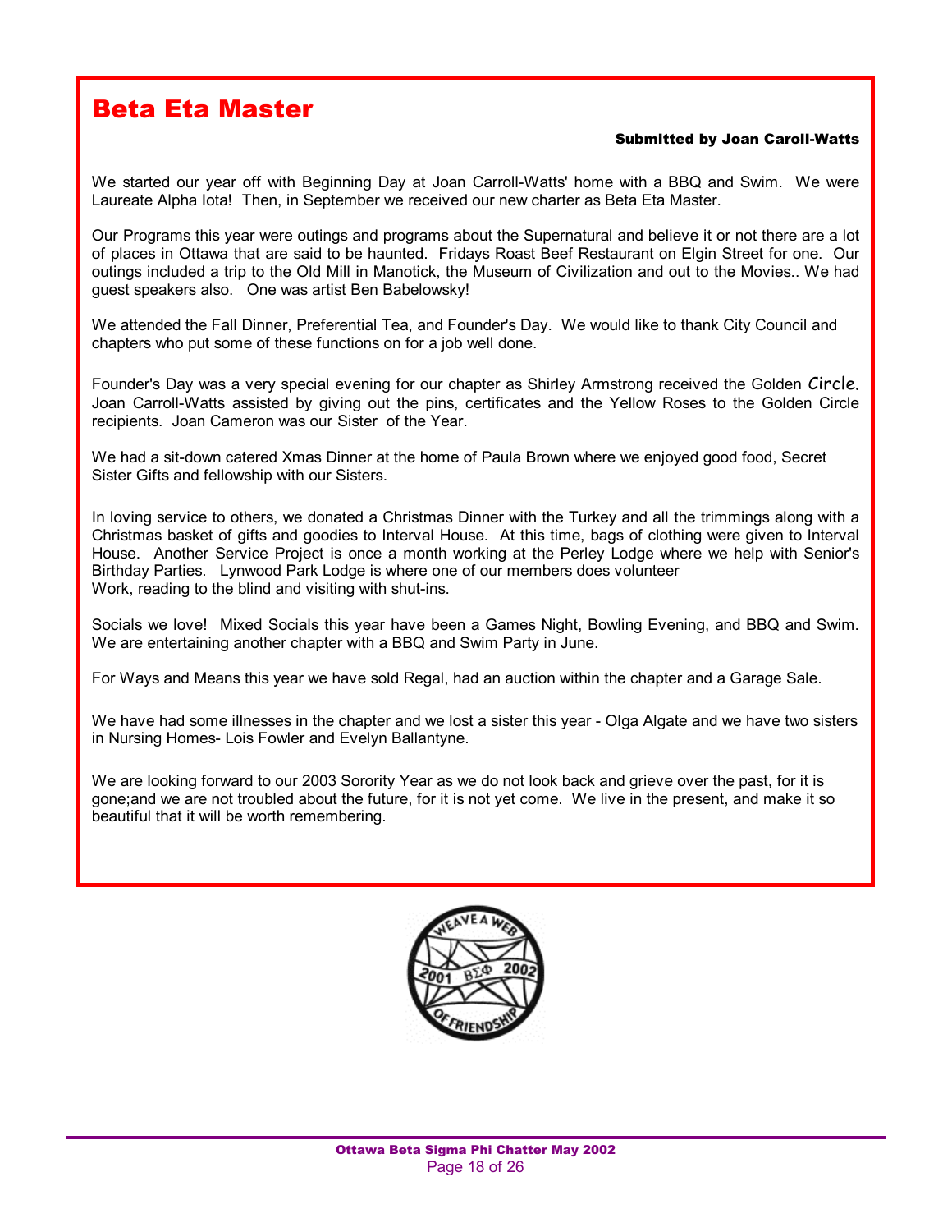# Beta Eta Master

**Submitted by Joan Caroll-Watts**

We started our year off with Beginning Day at Joan Carroll-Watts' home with a BBQ and Swim. We were Laureate Alpha Iota! Then, in September we received our new charter as Beta Eta Master.

Our Programs this year were outings and programs about the Supernatural and believe it or not there are a lot of places in Ottawa that are said to be haunted. Fridays Roast Beef Restaurant on Elgin Street for one. Our outings included a trip to the Old Mill in Manotick, the Museum of Civilization and out to the Movies.. We had guest speakers also. One was artist Ben Babelowsky!

We attended the Fall Dinner, Preferential Tea, and Founder's Day. We would like to thank City Council and chapters who put some of these functions on for a job well done.

Founder's Day was a very special evening for our chapter as Shirley Armstrong received the Golden Circle. Joan Carroll-Watts assisted by giving out the pins, certificates and the Yellow Roses to the Golden Circle recipients. Joan Cameron was our Sister of the Year.

We had a sit-down catered Xmas Dinner at the home of Paula Brown where we enjoyed good food, Secret Sister Gifts and fellowship with our Sisters.

In loving service to others, we donated a Christmas Dinner with the Turkey and all the trimmings along with a Christmas basket of gifts and goodies to Interval House. At this time, bags of clothing were given to Interval House. Another Service Project is once a month working at the Perley Lodge where we help with Senior's Birthday Parties. Lynwood Park Lodge is where one of our members does volunteer Work, reading to the blind and visiting with shut-ins.

Socials we love! Mixed Socials this year have been a Games Night, Bowling Evening, and BBQ and Swim. We are entertaining another chapter with a BBQ and Swim Party in June.

For Ways and Means this year we have sold Regal, had an auction within the chapter and a Garage Sale.

We have had some illnesses in the chapter and we lost a sister this year - Olga Algate and we have two sisters in Nursing Homes- Lois Fowler and Evelyn Ballantyne.

We are looking forward to our 2003 Sorority Year as we do not look back and grieve over the past, for it is gone;and we are not troubled about the future, for it is not yet come. We live in the present, and make it so beautiful that it will be worth remembering.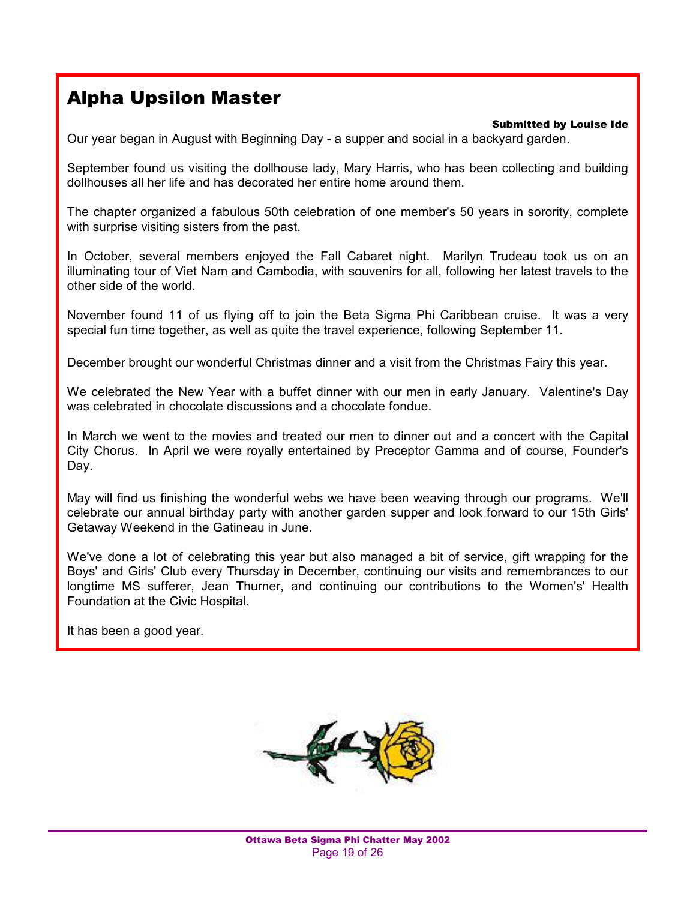# Alpha Upsilon Master

**Submitted by Louise Ide**

Our year began in August with Beginning Day - a supper and social in a backyard garden.

September found us visiting the dollhouse lady, Mary Harris, who has been collecting and building dollhouses all her life and has decorated her entire home around them.

The chapter organized a fabulous 50th celebration of one member's 50 years in sorority, complete with surprise visiting sisters from the past.

In October, several members enjoyed the Fall Cabaret night. Marilyn Trudeau took us on an illuminating tour of Viet Nam and Cambodia, with souvenirs for all, following her latest travels to the other side of the world.

November found 11 of us flying off to join the Beta Sigma Phi Caribbean cruise. It was a very special fun time together, as well as quite the travel experience, following September 11.

December brought our wonderful Christmas dinner and a visit from the Christmas Fairy this year.

We celebrated the New Year with a buffet dinner with our men in early January. Valentine's Day was celebrated in chocolate discussions and a chocolate fondue.

In March we went to the movies and treated our men to dinner out and a concert with the Capital City Chorus. In April we were royally entertained by Preceptor Gamma and of course, Founder's Day.

May will find us finishing the wonderful webs we have been weaving through our programs. We'll celebrate our annual birthday party with another garden supper and look forward to our 15th Girls' Getaway Weekend in the Gatineau in June.

We've done a lot of celebrating this year but also managed a bit of service, gift wrapping for the Boys' and Girls' Club every Thursday in December, continuing our visits and remembrances to our longtime MS sufferer, Jean Thurner, and continuing our contributions to the Women's' Health Foundation at the Civic Hospital.

It has been a good year.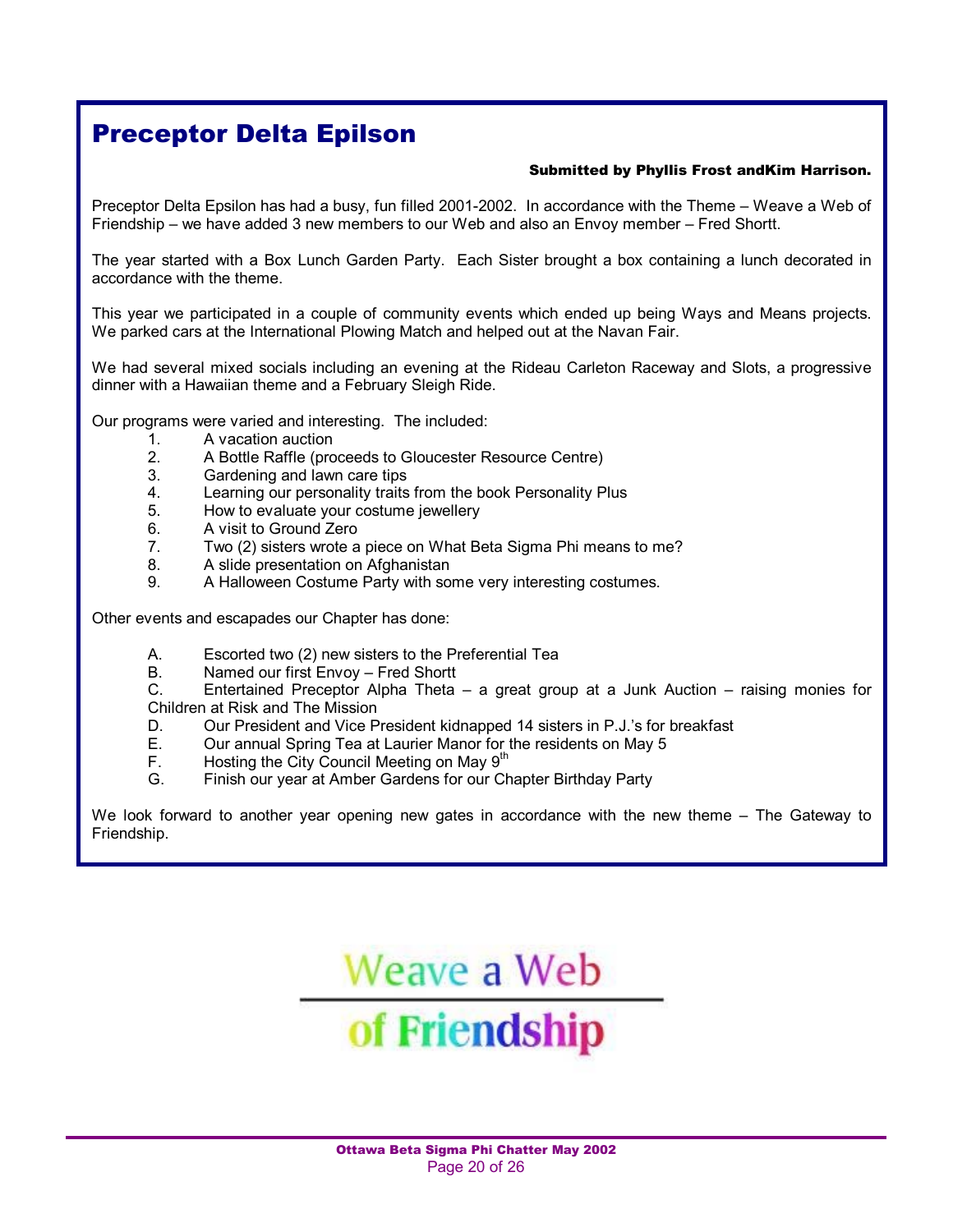# Preceptor Delta Epilson

**Submitted by Phyllis Frost andKim Harrison.**

Preceptor Delta Epsilon has had a busy, fun filled 2001-2002. In accordance with the Theme – Weave a Web of Friendship – we have added 3 new members to our Web and also an Envoy member – Fred Shortt.

The year started with a Box Lunch Garden Party. Each Sister brought a box containing a lunch decorated in accordance with the theme.

This year we participated in a couple of community events which ended up being Ways and Means projects. We parked cars at the International Plowing Match and helped out at the Navan Fair.

We had several mixed socials including an evening at the Rideau Carleton Raceway and Slots, a progressive dinner with a Hawaiian theme and a February Sleigh Ride.

Our programs were varied and interesting. The included:

1. A vacation auction
2. A Bottle Raffle (proceeds to Gloucester Resource Centre)
3. Gardening and lawn care tips
4. Learning our personality traits from the book Personality Plus
5. How to evaluate your costume jewellery
6. A visit to Ground Zero
7. Two (2) sisters wrote a piece on What Beta Sigma Phi means to me?
8. A slide presentation on Afghanistan
9. A Halloween Costume Party with some very interesting costumes.

Other events and escapades our Chapter has done:

A. Escorted two (2) new sisters to the Preferential Tea
B. Named our first Envoy – Fred Shortt
C. Entertained Preceptor Alpha Theta – a great group at a Junk Auction – raising monies for Children at Risk and The Mission
D. Our President and Vice President kidnapped 14 sisters in P.J.'s for breakfast
E. Our annual Spring Tea at Laurier Manor for the residents on May 5
F. Hosting the City Council Meeting on May 9th
G. Finish our year at Amber Gardens for our Chapter Birthday Party

We look forward to another year opening new gates in accordance with the new theme – The Gateway to Friendship.

Weave a Web of Friendship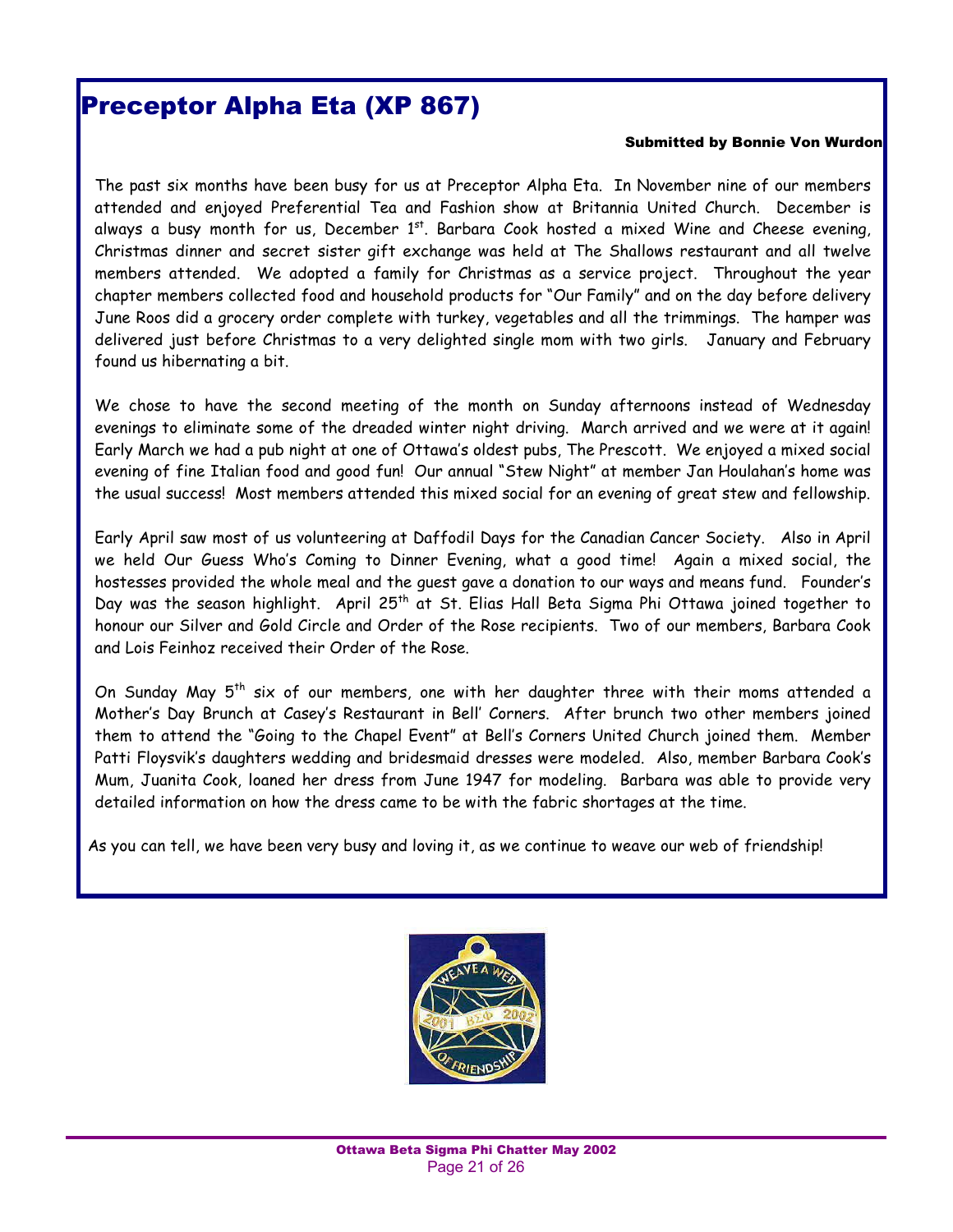# Preceptor Alpha Eta (XP 867)

**Submitted by Bonnie Von Wurdon**

The past six months have been busy for us at Preceptor Alpha Eta. In November nine of our members attended and enjoyed Preferential Tea and Fashion show at Britannia United Church. December is always a busy month for us, December 1st. Barbara Cook hosted a mixed Wine and Cheese evening, Christmas dinner and secret sister gift exchange was held at The Shallows restaurant and all twelve members attended. We adopted a family for Christmas as a service project. Throughout the year chapter members collected food and household products for "Our Family" and on the day before delivery June Roos did a grocery order complete with turkey, vegetables and all the trimmings. The hamper was delivered just before Christmas to a very delighted single mom with two girls. January and February found us hibernating a bit.

We chose to have the second meeting of the month on Sunday afternoons instead of Wednesday evenings to eliminate some of the dreaded winter night driving. March arrived and we were at it again! Early March we had a pub night at one of Ottawa's oldest pubs, The Prescott. We enjoyed a mixed social evening of fine Italian food and good fun! Our annual "Stew Night" at member Jan Houlahan's home was the usual success! Most members attended this mixed social for an evening of great stew and fellowship.

Early April saw most of us volunteering at Daffodil Days for the Canadian Cancer Society. Also in April we held Our Guess Who's Coming to Dinner Evening, what a good time! Again a mixed social, the hostesses provided the whole meal and the guest gave a donation to our ways and means fund. Founder's Day was the season highlight. April 25th at St. Elias Hall Beta Sigma Phi Ottawa joined together to honour our Silver and Gold Circle and Order of the Rose recipients. Two of our members, Barbara Cook and Lois Feinhoz received their Order of the Rose.

On Sunday May 5th six of our members, one with her daughter three with their moms attended a Mother's Day Brunch at Casey's Restaurant in Bell' Corners. After brunch two other members joined them to attend the "Going to the Chapel Event" at Bell's Corners United Church joined them. Member Patti Floysvik's daughters wedding and bridesmaid dresses were modeled. Also, member Barbara Cook's Mum, Juanita Cook, loaned her dress from June 1947 for modeling. Barbara was able to provide very detailed information on how the dress came to be with the fabric shortages at the time.

As you can tell, we have been very busy and loving it, as we continue to weave our web of friendship!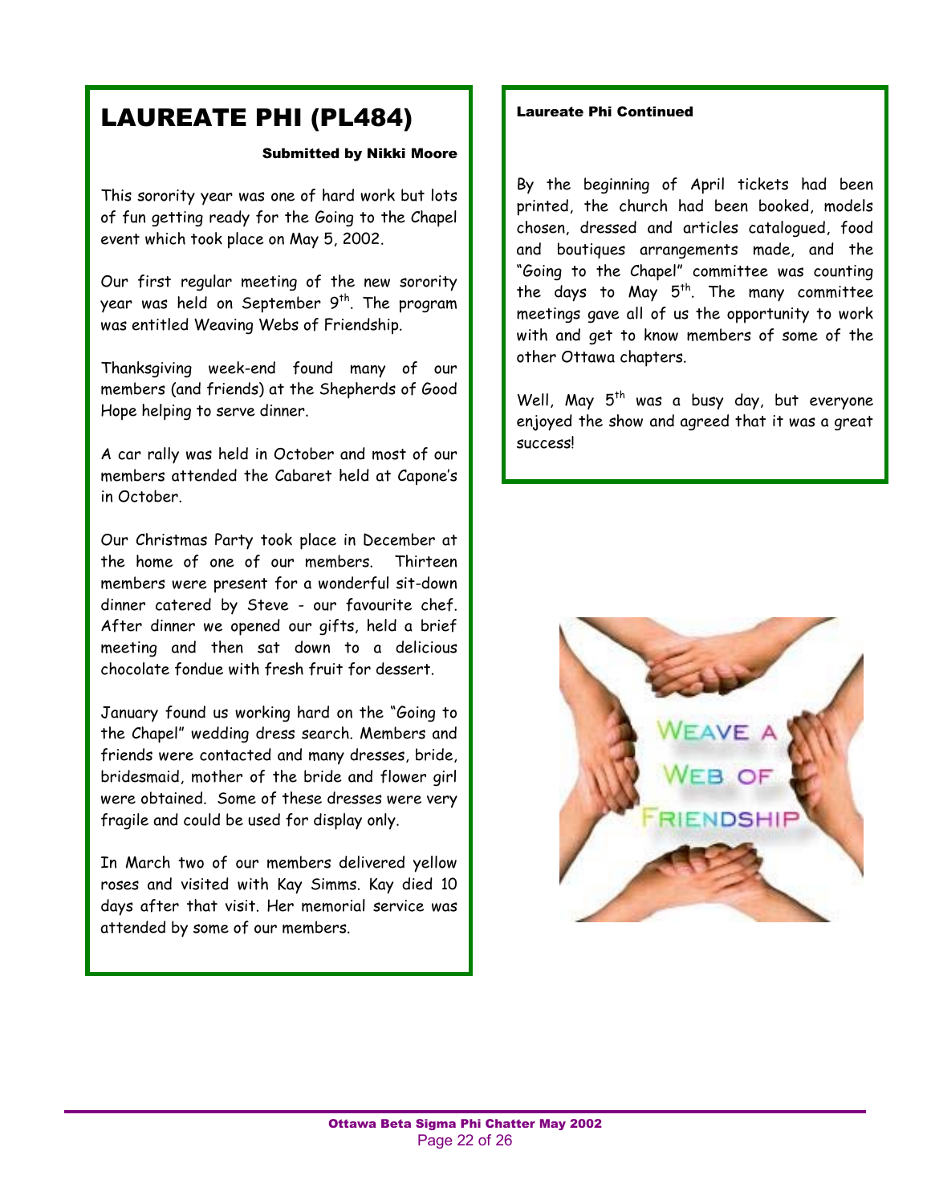# LAUREATE PHI (PL484)

**Submitted by Nikki Moore**

This sorority year was one of hard work but lots of fun getting ready for the Going to the Chapel event which took place on May 5, 2002.

Our first regular meeting of the new sorority year was held on September 9th. The program was entitled Weaving Webs of Friendship.

Thanksgiving week-end found many of our members (and friends) at the Shepherds of Good Hope helping to serve dinner.

A car rally was held in October and most of our members attended the Cabaret held at Capone's in October.

Our Christmas Party took place in December at the home of one of our members. Thirteen members were present for a wonderful sit-down dinner catered by Steve - our favourite chef. After dinner we opened our gifts, held a brief meeting and then sat down to a delicious chocolate fondue with fresh fruit for dessert.

January found us working hard on the "Going to the Chapel" wedding dress search. Members and friends were contacted and many dresses, bride, bridesmaid, mother of the bride and flower girl were obtained. Some of these dresses were very fragile and could be used for display only.

In March two of our members delivered yellow roses and visited with Kay Simms. Kay died 10 days after that visit. Her memorial service was attended by some of our members.

**Laureate Phi Continued**

By the beginning of April tickets had been printed, the church had been booked, models chosen, dressed and articles catalogued, food and boutiques arrangements made, and the "Going to the Chapel" committee was counting the days to May 5th. The many committee meetings gave all of us the opportunity to work with and get to know members of some of the other Ottawa chapters.

Well, May 5th was a busy day, but everyone enjoyed the show and agreed that it was a great success!

WEAVE A WEB OF FRIENDSHIP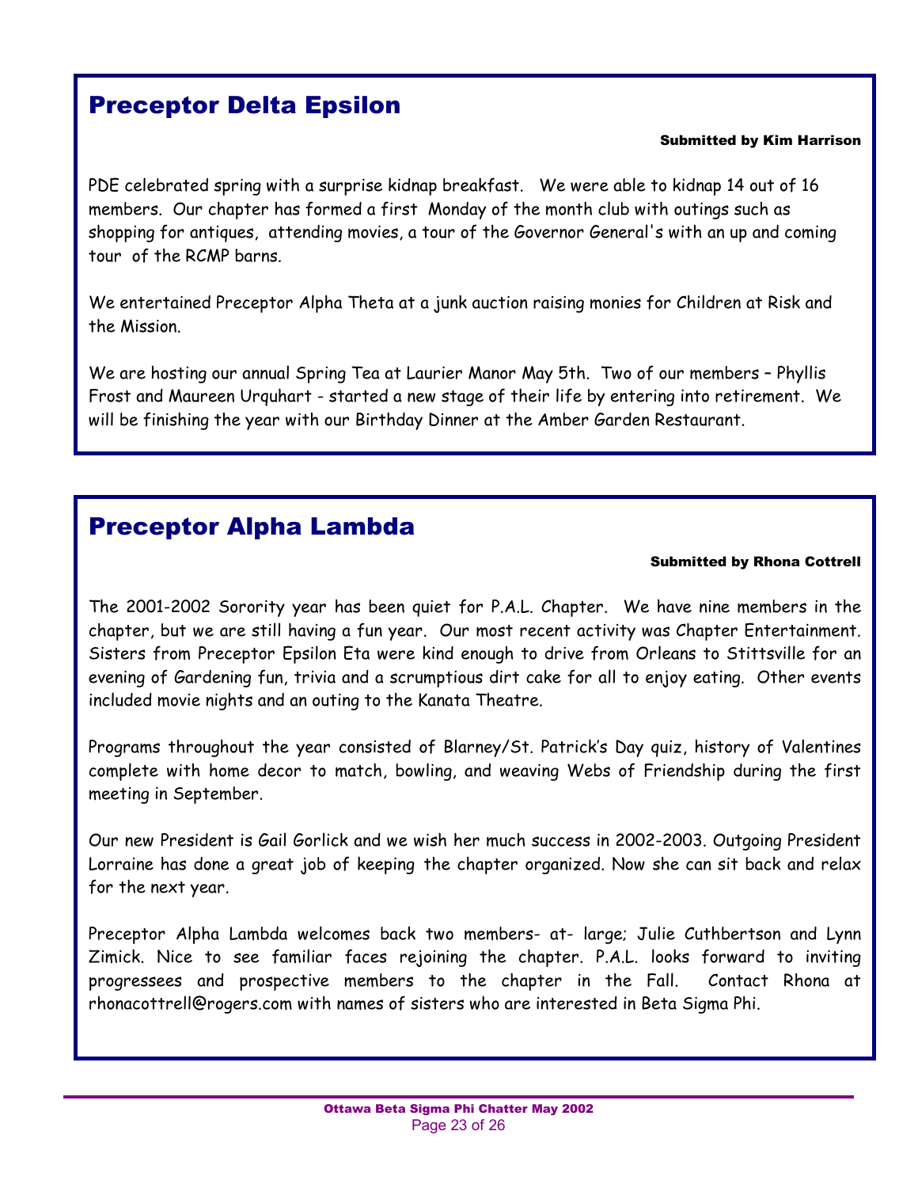## Preceptor Delta Epsilon

**Submitted by Kim Harrison**

PDE celebrated spring with a surprise kidnap breakfast. We were able to kidnap 14 out of 16 members. Our chapter has formed a first Monday of the month club with outings such as shopping for antiques, attending movies, a tour of the Governor General's with an up and coming tour of the RCMP barns.

We entertained Preceptor Alpha Theta at a junk auction raising monies for Children at Risk and the Mission.

We are hosting our annual Spring Tea at Laurier Manor May 5th. Two of our members – Phyllis Frost and Maureen Urquhart - started a new stage of their life by entering into retirement. We will be finishing the year with our Birthday Dinner at the Amber Garden Restaurant.

## Preceptor Alpha Lambda

**Submitted by Rhona Cottrell**

The 2001-2002 Sorority year has been quiet for P.A.L. Chapter. We have nine members in the chapter, but we are still having a fun year. Our most recent activity was Chapter Entertainment. Sisters from Preceptor Epsilon Eta were kind enough to drive from Orleans to Stittsville for an evening of Gardening fun, trivia and a scrumptious dirt cake for all to enjoy eating. Other events included movie nights and an outing to the Kanata Theatre.

Programs throughout the year consisted of Blarney/St. Patrick's Day quiz, history of Valentines complete with home decor to match, bowling, and weaving Webs of Friendship during the first meeting in September.

Our new President is Gail Gorlick and we wish her much success in 2002-2003. Outgoing President Lorraine has done a great job of keeping the chapter organized. Now she can sit back and relax for the next year.

Preceptor Alpha Lambda welcomes back two members- at- large; Julie Cuthbertson and Lynn Zimick. Nice to see familiar faces rejoining the chapter. P.A.L. looks forward to inviting progressees and prospective members to the chapter in the Fall. Contact Rhona at rhonacottrell@rogers.com with names of sisters who are interested in Beta Sigma Phi.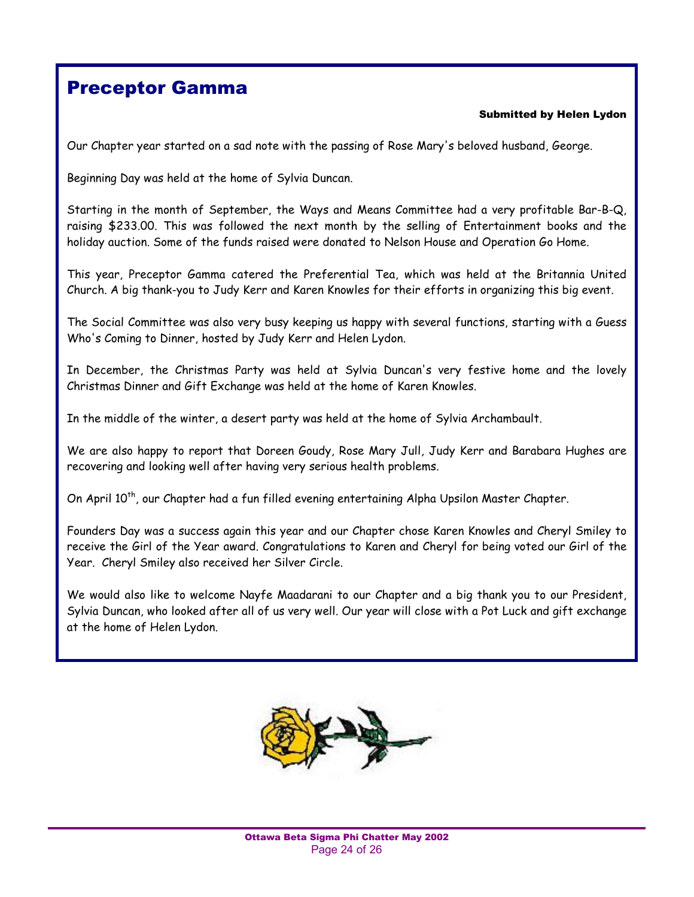# Preceptor Gamma

**Submitted by Helen Lydon**

Our Chapter year started on a sad note with the passing of Rose Mary's beloved husband, George.

Beginning Day was held at the home of Sylvia Duncan.

Starting in the month of September, the Ways and Means Committee had a very profitable Bar-B-Q, raising $233.00. This was followed the next month by the selling of Entertainment books and the holiday auction. Some of the funds raised were donated to Nelson House and Operation Go Home.

This year, Preceptor Gamma catered the Preferential Tea, which was held at the Britannia United Church. A big thank-you to Judy Kerr and Karen Knowles for their efforts in organizing this big event.

The Social Committee was also very busy keeping us happy with several functions, starting with a Guess Who's Coming to Dinner, hosted by Judy Kerr and Helen Lydon.

In December, the Christmas Party was held at Sylvia Duncan's very festive home and the lovely Christmas Dinner and Gift Exchange was held at the home of Karen Knowles.

In the middle of the winter, a desert party was held at the home of Sylvia Archambault.

We are also happy to report that Doreen Goudy, Rose Mary Jull, Judy Kerr and Barabara Hughes are recovering and looking well after having very serious health problems.

On April 10th, our Chapter had a fun filled evening entertaining Alpha Upsilon Master Chapter.

Founders Day was a success again this year and our Chapter chose Karen Knowles and Cheryl Smiley to receive the Girl of the Year award. Congratulations to Karen and Cheryl for being voted our Girl of the Year. Cheryl Smiley also received her Silver Circle.

We would also like to welcome Nayfe Maadarani to our Chapter and a big thank you to our President, Sylvia Duncan, who looked after all of us very well. Our year will close with a Pot Luck and gift exchange at the home of Helen Lydon.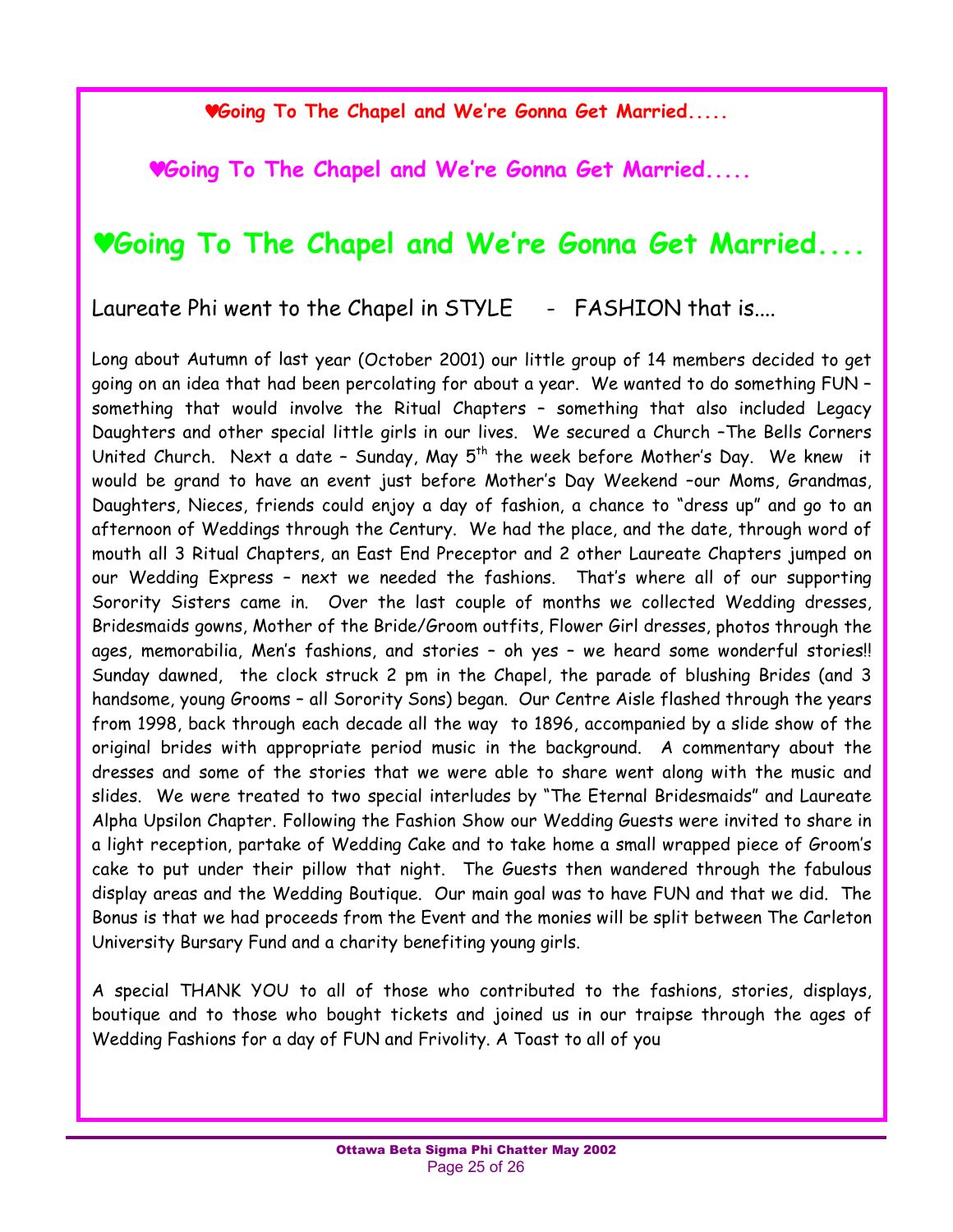**♥Going To The Chapel and We're Gonna Get Married.....**

**♥Going To The Chapel and We're Gonna Get Married.....**

# ♥Going To The Chapel and We're Gonna Get Married....

Laureate Phi went to the Chapel in STYLE - FASHION that is....

Long about Autumn of last year (October 2001) our little group of 14 members decided to get going on an idea that had been percolating for about a year. We wanted to do something FUN – something that would involve the Ritual Chapters – something that also included Legacy Daughters and other special little girls in our lives. We secured a Church –The Bells Corners United Church. Next a date – Sunday, May 5th the week before Mother's Day. We knew it would be grand to have an event just before Mother's Day Weekend –our Moms, Grandmas, Daughters, Nieces, friends could enjoy a day of fashion, a chance to "dress up" and go to an afternoon of Weddings through the Century. We had the place, and the date, through word of mouth all 3 Ritual Chapters, an East End Preceptor and 2 other Laureate Chapters jumped on our Wedding Express – next we needed the fashions. That's where all of our supporting Sorority Sisters came in. Over the last couple of months we collected Wedding dresses, Bridesmaids gowns, Mother of the Bride/Groom outfits, Flower Girl dresses, photos through the ages, memorabilia, Men's fashions, and stories – oh yes – we heard some wonderful stories!! Sunday dawned, the clock struck 2 pm in the Chapel, the parade of blushing Brides (and 3 handsome, young Grooms – all Sorority Sons) began. Our Centre Aisle flashed through the years from 1998, back through each decade all the way to 1896, accompanied by a slide show of the original brides with appropriate period music in the background. A commentary about the dresses and some of the stories that we were able to share went along with the music and slides. We were treated to two special interludes by "The Eternal Bridesmaids" and Laureate Alpha Upsilon Chapter. Following the Fashion Show our Wedding Guests were invited to share in a light reception, partake of Wedding Cake and to take home a small wrapped piece of Groom's cake to put under their pillow that night. The Guests then wandered through the fabulous display areas and the Wedding Boutique. Our main goal was to have FUN and that we did. The Bonus is that we had proceeds from the Event and the monies will be split between The Carleton University Bursary Fund and a charity benefiting young girls.

A special THANK YOU to all of those who contributed to the fashions, stories, displays, boutique and to those who bought tickets and joined us in our traipse through the ages of Wedding Fashions for a day of FUN and Frivolity. A Toast to all of you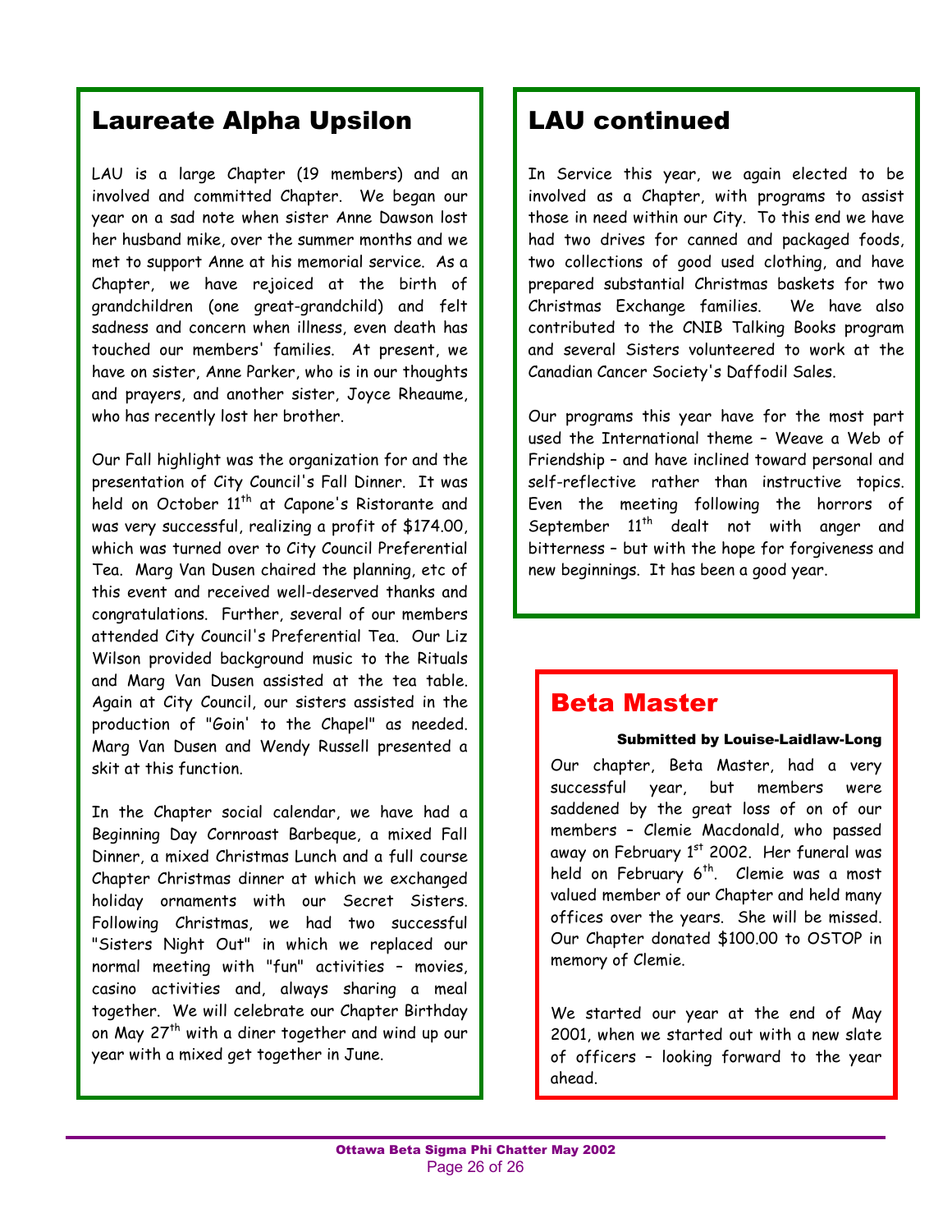## Laureate Alpha Upsilon

LAU is a large Chapter (19 members) and an involved and committed Chapter. We began our year on a sad note when sister Anne Dawson lost her husband mike, over the summer months and we met to support Anne at his memorial service. As a Chapter, we have rejoiced at the birth of grandchildren (one great-grandchild) and felt sadness and concern when illness, even death has touched our members' families. At present, we have on sister, Anne Parker, who is in our thoughts and prayers, and another sister, Joyce Rheaume, who has recently lost her brother.

Our Fall highlight was the organization for and the presentation of City Council's Fall Dinner. It was held on October 11th at Capone's Ristorante and was very successful, realizing a profit of $174.00, which was turned over to City Council Preferential Tea. Marg Van Dusen chaired the planning, etc of this event and received well-deserved thanks and congratulations. Further, several of our members attended City Council's Preferential Tea. Our Liz Wilson provided background music to the Rituals and Marg Van Dusen assisted at the tea table. Again at City Council, our sisters assisted in the production of "Goin' to the Chapel" as needed. Marg Van Dusen and Wendy Russell presented a skit at this function.

In the Chapter social calendar, we have had a Beginning Day Cornroast Barbeque, a mixed Fall Dinner, a mixed Christmas Lunch and a full course Chapter Christmas dinner at which we exchanged holiday ornaments with our Secret Sisters. Following Christmas, we had two successful "Sisters Night Out" in which we replaced our normal meeting with "fun" activities – movies, casino activities and, always sharing a meal together. We will celebrate our Chapter Birthday on May 27th with a diner together and wind up our year with a mixed get together in June.

## LAU continued

In Service this year, we again elected to be involved as a Chapter, with programs to assist those in need within our City. To this end we have had two drives for canned and packaged foods, two collections of good used clothing, and have prepared substantial Christmas baskets for two Christmas Exchange families. We have also contributed to the CNIB Talking Books program and several Sisters volunteered to work at the Canadian Cancer Society's Daffodil Sales.

Our programs this year have for the most part used the International theme – Weave a Web of Friendship – and have inclined toward personal and self-reflective rather than instructive topics. Even the meeting following the horrors of September 11th dealt not with anger and bitterness – but with the hope for forgiveness and new beginnings. It has been a good year.

## Beta Master

**Submitted by Louise-Laidlaw-Long**

Our chapter, Beta Master, had a very successful year, but members were saddened by the great loss of on of our members – Clemie Macdonald, who passed away on February 1st 2002. Her funeral was held on February 6th. Clemie was a most valued member of our Chapter and held many offices over the years. She will be missed. Our Chapter donated $100.00 to OSTOP in memory of Clemie.

We started our year at the end of May 2001, when we started out with a new slate of officers – looking forward to the year ahead.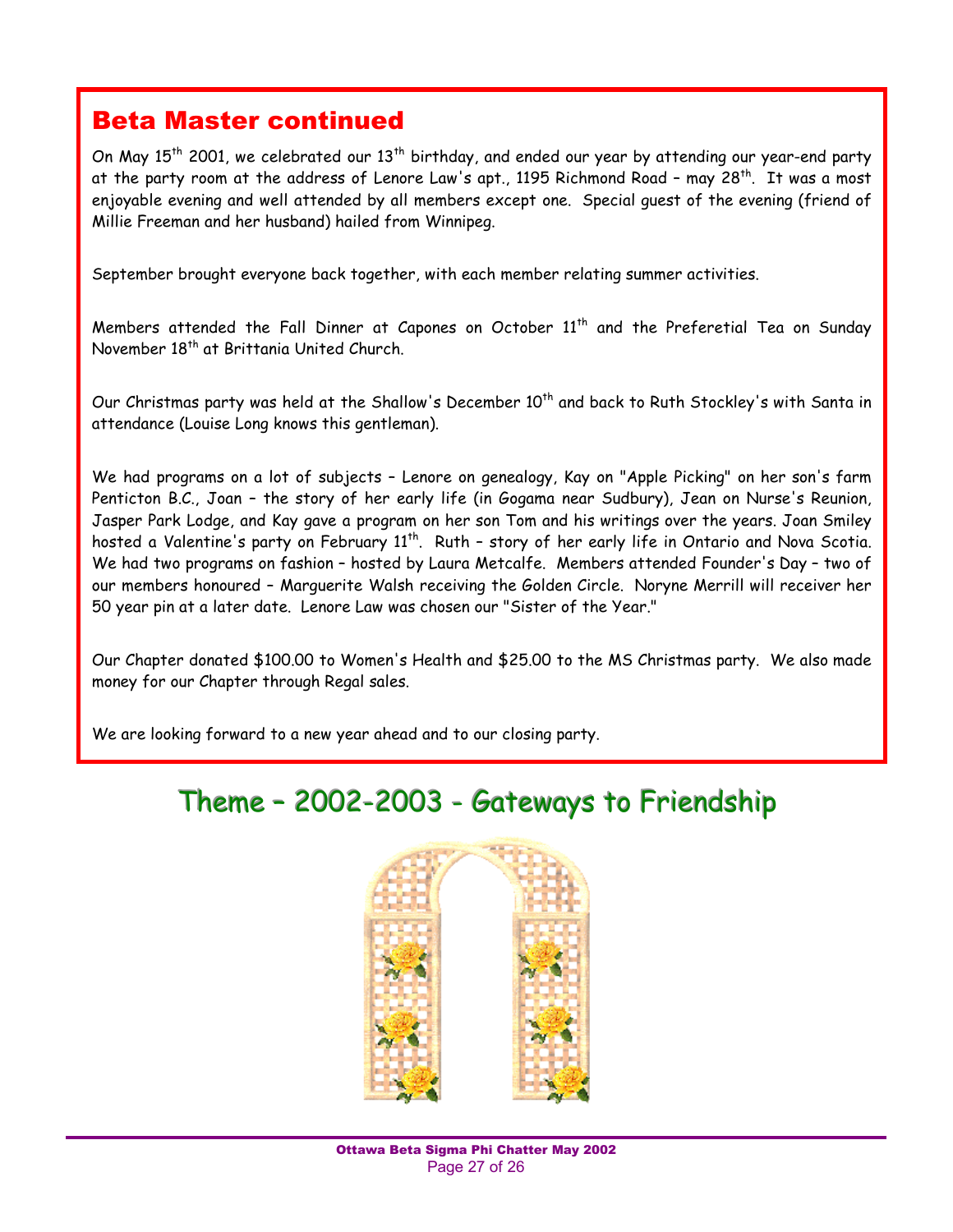## Beta Master continued

On May 15th 2001, we celebrated our 13th birthday, and ended our year by attending our year-end party at the party room at the address of Lenore Law's apt., 1195 Richmond Road – may 28th. It was a most enjoyable evening and well attended by all members except one. Special guest of the evening (friend of Millie Freeman and her husband) hailed from Winnipeg.

September brought everyone back together, with each member relating summer activities.

Members attended the Fall Dinner at Capones on October 11th and the Preferetial Tea on Sunday November 18th at Brittania United Church.

Our Christmas party was held at the Shallow's December 10th and back to Ruth Stockley's with Santa in attendance (Louise Long knows this gentleman).

We had programs on a lot of subjects – Lenore on genealogy, Kay on "Apple Picking" on her son's farm Penticton B.C., Joan – the story of her early life (in Gogama near Sudbury), Jean on Nurse's Reunion, Jasper Park Lodge, and Kay gave a program on her son Tom and his writings over the years. Joan Smiley hosted a Valentine's party on February 11th. Ruth – story of her early life in Ontario and Nova Scotia. We had two programs on fashion – hosted by Laura Metcalfe. Members attended Founder's Day – two of our members honoured – Marguerite Walsh receiving the Golden Circle. Noryne Merrill will receiver her 50 year pin at a later date. Lenore Law was chosen our "Sister of the Year."

Our Chapter donated $100.00 to Women's Health and $25.00 to the MS Christmas party. We also made money for our Chapter through Regal sales.

We are looking forward to a new year ahead and to our closing party.

## Theme – 2002-2003 - Gateways to Friendship